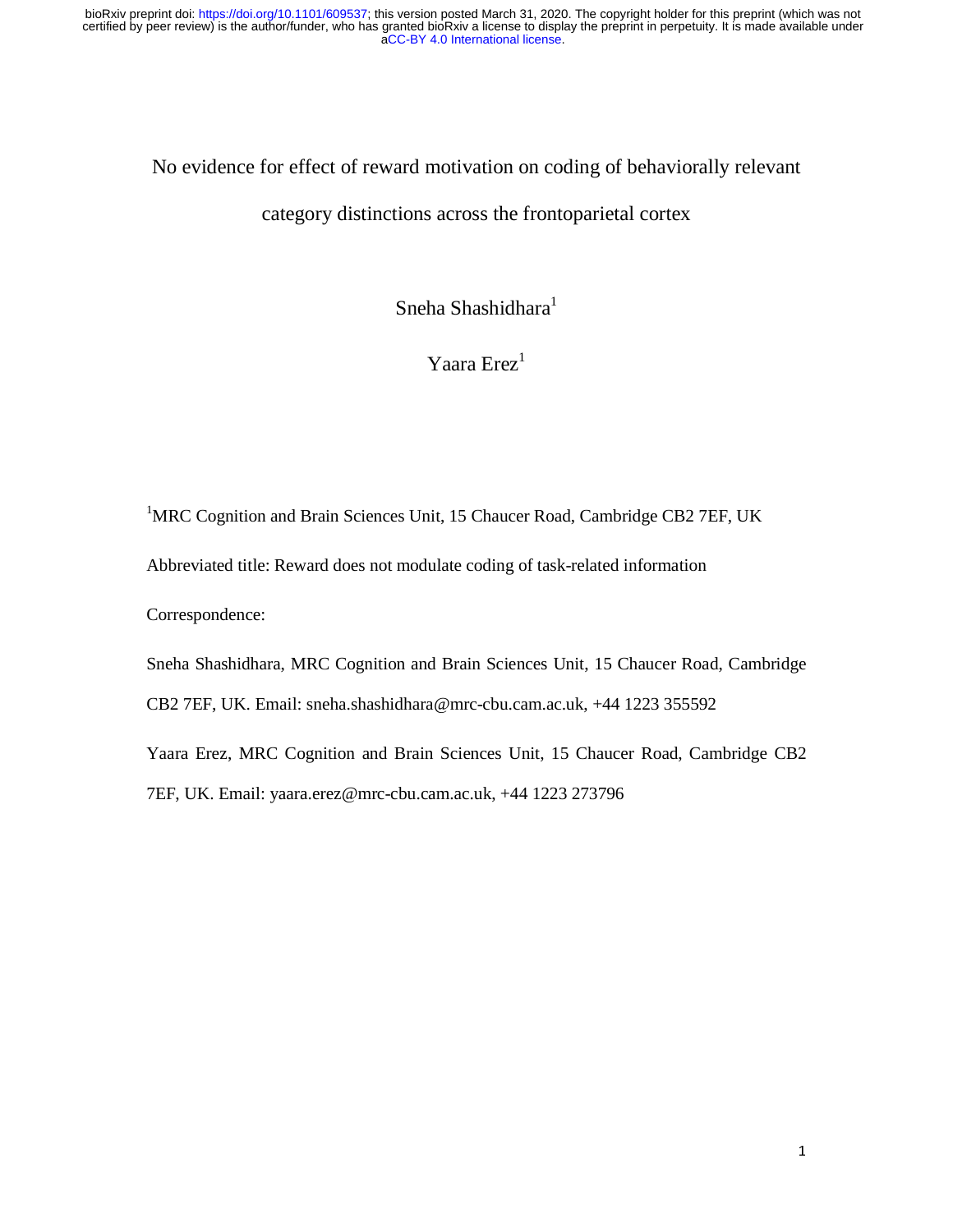# No evidence for effect of reward motivation on coding of behaviorally relevant category distinctions across the frontoparietal cortex

Sneha Shashidhara[1]

Yaara Erez[1]

[1]MRC Cognition and Brain Sciences Unit, 15 Chaucer Road, Cambridge CB2 7EF, UK

Abbreviated title: Reward does not modulate coding of task-related information

Correspondence:

Sneha Shashidhara, MRC Cognition and Brain Sciences Unit, 15 Chaucer Road, Cambridge CB2 7EF, UK. Email: sneha.shashidhara@mrc-cbu.cam.ac.uk, +44 1223 355592

Yaara Erez, MRC Cognition and Brain Sciences Unit, 15 Chaucer Road, Cambridge CB2 7EF, UK. Email: yaara.erez@mrc-cbu.cam.ac.uk, +44 1223 273796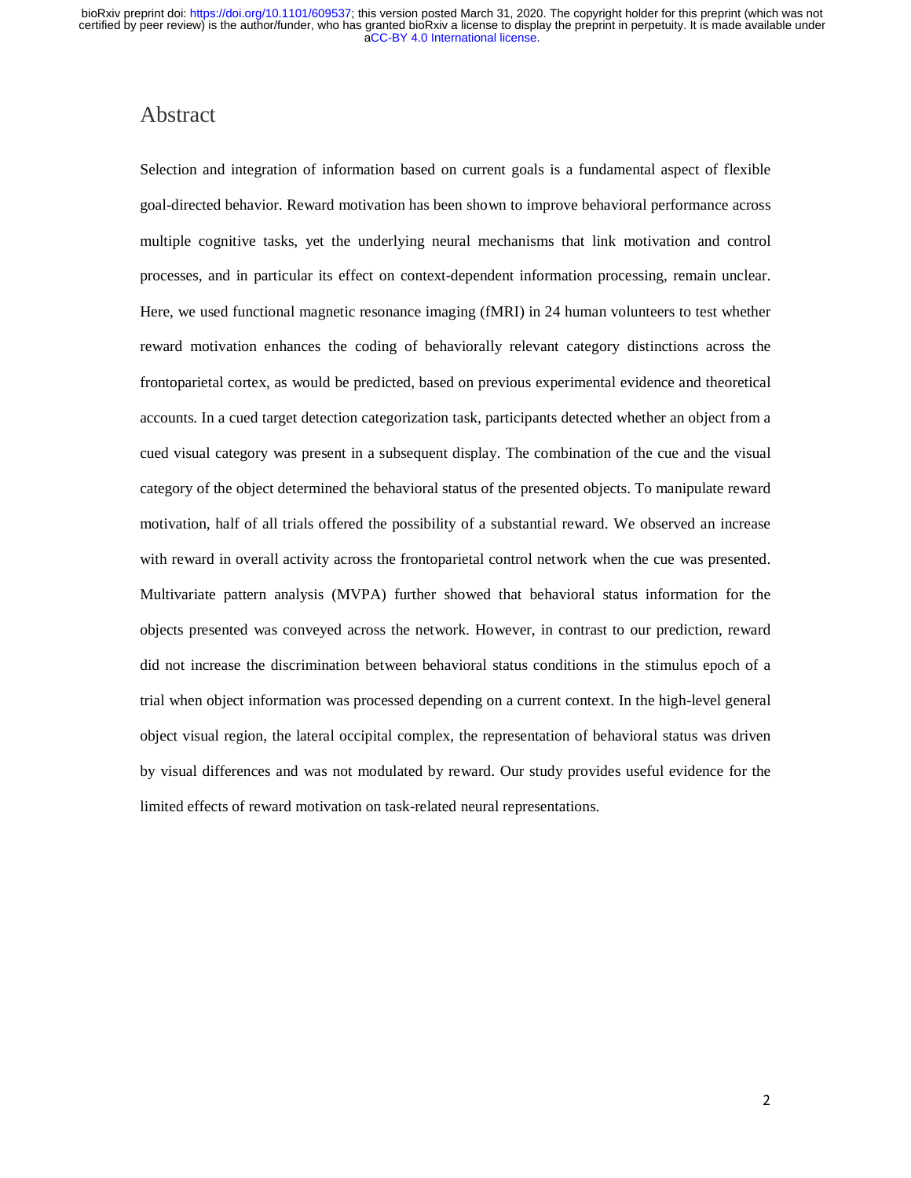# Abstract

Selection and integration of information based on current goals is a fundamental aspect of flexible goal-directed behavior. Reward motivation has been shown to improve behavioral performance across multiple cognitive tasks, yet the underlying neural mechanisms that link motivation and control processes, and in particular its effect on context-dependent information processing, remain unclear. Here, we used functional magnetic resonance imaging (fMRI) in 24 human volunteers to test whether reward motivation enhances the coding of behaviorally relevant category distinctions across the frontoparietal cortex, as would be predicted, based on previous experimental evidence and theoretical accounts. In a cued target detection categorization task, participants detected whether an object from a cued visual category was present in a subsequent display. The combination of the cue and the visual category of the object determined the behavioral status of the presented objects. To manipulate reward motivation, half of all trials offered the possibility of a substantial reward. We observed an increase with reward in overall activity across the frontoparietal control network when the cue was presented. Multivariate pattern analysis (MVPA) further showed that behavioral status information for the objects presented was conveyed across the network. However, in contrast to our prediction, reward did not increase the discrimination between behavioral status conditions in the stimulus epoch of a trial when object information was processed depending on a current context. In the high-level general object visual region, the lateral occipital complex, the representation of behavioral status was driven by visual differences and was not modulated by reward. Our study provides useful evidence for the limited effects of reward motivation on task-related neural representations.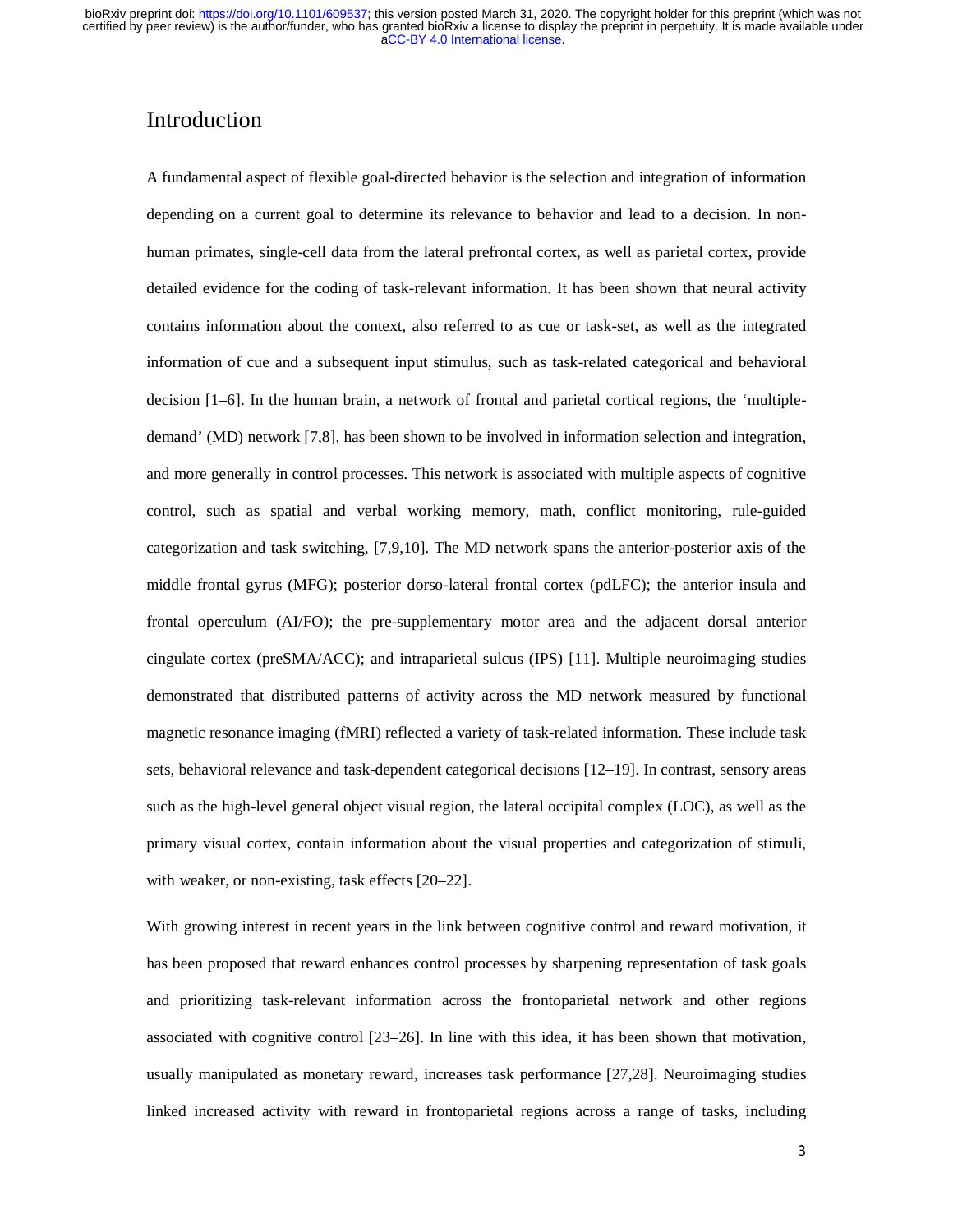# Introduction

A fundamental aspect of flexible goal-directed behavior is the selection and integration of information depending on a current goal to determine its relevance to behavior and lead to a decision. In non-human primates, single-cell data from the lateral prefrontal cortex, as well as parietal cortex, provide detailed evidence for the coding of task-relevant information. It has been shown that neural activity contains information about the context, also referred to as cue or task-set, as well as the integrated information of cue and a subsequent input stimulus, such as task-related categorical and behavioral decision [1–6]. In the human brain, a network of frontal and parietal cortical regions, the 'multiple-demand' (MD) network [7,8], has been shown to be involved in information selection and integration, and more generally in control processes. This network is associated with multiple aspects of cognitive control, such as spatial and verbal working memory, math, conflict monitoring, rule-guided categorization and task switching, [7,9,10]. The MD network spans the anterior-posterior axis of the middle frontal gyrus (MFG); posterior dorso-lateral frontal cortex (pdLFC); the anterior insula and frontal operculum (AI/FO); the pre-supplementary motor area and the adjacent dorsal anterior cingulate cortex (preSMA/ACC); and intraparietal sulcus (IPS) [11]. Multiple neuroimaging studies demonstrated that distributed patterns of activity across the MD network measured by functional magnetic resonance imaging (fMRI) reflected a variety of task-related information. These include task sets, behavioral relevance and task-dependent categorical decisions [12–19]. In contrast, sensory areas such as the high-level general object visual region, the lateral occipital complex (LOC), as well as the primary visual cortex, contain information about the visual properties and categorization of stimuli, with weaker, or non-existing, task effects [20–22].

With growing interest in recent years in the link between cognitive control and reward motivation, it has been proposed that reward enhances control processes by sharpening representation of task goals and prioritizing task-relevant information across the frontoparietal network and other regions associated with cognitive control [23–26]. In line with this idea, it has been shown that motivation, usually manipulated as monetary reward, increases task performance [27,28]. Neuroimaging studies linked increased activity with reward in frontoparietal regions across a range of tasks, including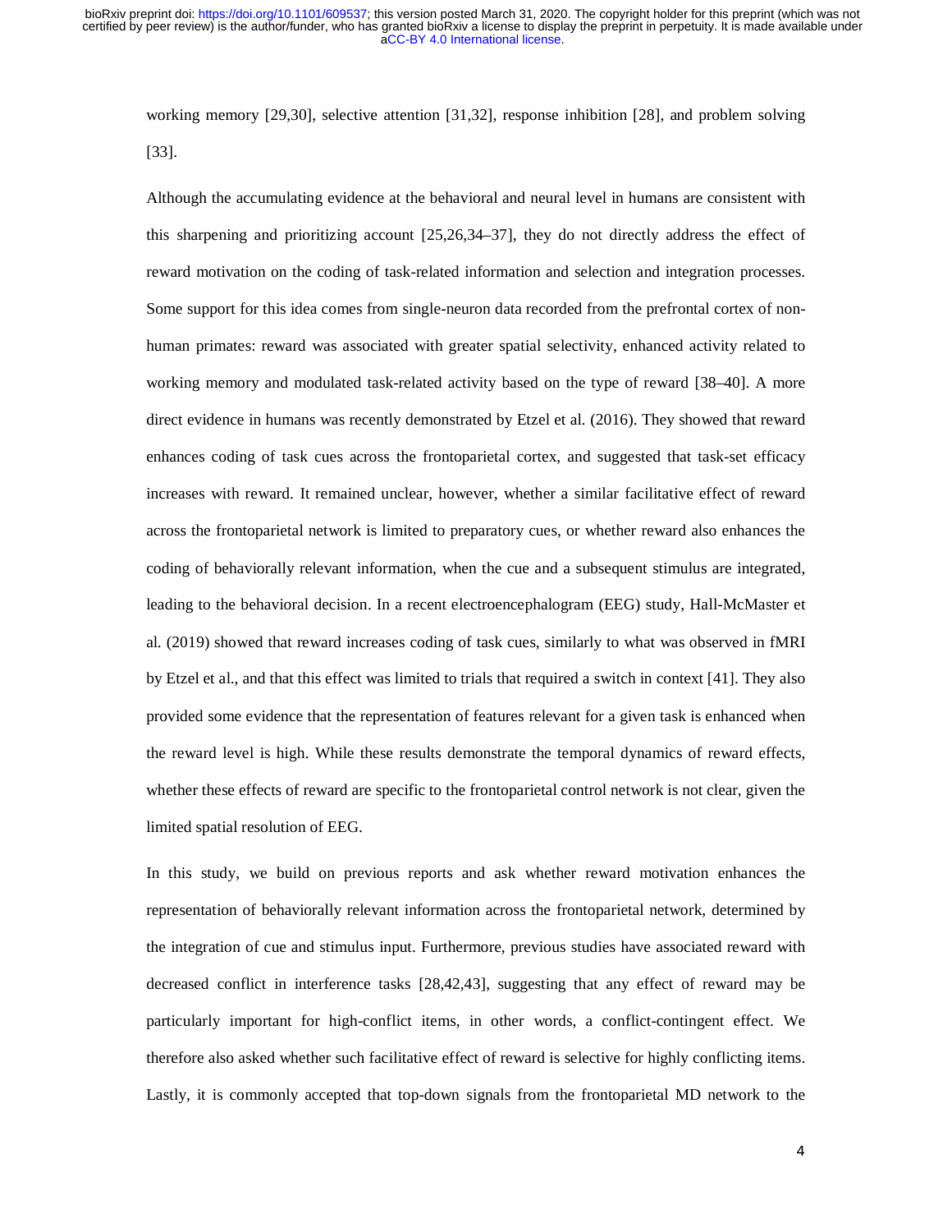working memory [29,30], selective attention [31,32], response inhibition [28], and problem solving [33].

Although the accumulating evidence at the behavioral and neural level in humans are consistent with this sharpening and prioritizing account [25,26,34–37], they do not directly address the effect of reward motivation on the coding of task-related information and selection and integration processes. Some support for this idea comes from single-neuron data recorded from the prefrontal cortex of non-human primates: reward was associated with greater spatial selectivity, enhanced activity related to working memory and modulated task-related activity based on the type of reward [38–40]. A more direct evidence in humans was recently demonstrated by Etzel et al. (2016). They showed that reward enhances coding of task cues across the frontoparietal cortex, and suggested that task-set efficacy increases with reward. It remained unclear, however, whether a similar facilitative effect of reward across the frontoparietal network is limited to preparatory cues, or whether reward also enhances the coding of behaviorally relevant information, when the cue and a subsequent stimulus are integrated, leading to the behavioral decision. In a recent electroencephalogram (EEG) study, Hall-McMaster et al. (2019) showed that reward increases coding of task cues, similarly to what was observed in fMRI by Etzel et al., and that this effect was limited to trials that required a switch in context [41]. They also provided some evidence that the representation of features relevant for a given task is enhanced when the reward level is high. While these results demonstrate the temporal dynamics of reward effects, whether these effects of reward are specific to the frontoparietal control network is not clear, given the limited spatial resolution of EEG.

In this study, we build on previous reports and ask whether reward motivation enhances the representation of behaviorally relevant information across the frontoparietal network, determined by the integration of cue and stimulus input. Furthermore, previous studies have associated reward with decreased conflict in interference tasks [28,42,43], suggesting that any effect of reward may be particularly important for high-conflict items, in other words, a conflict-contingent effect. We therefore also asked whether such facilitative effect of reward is selective for highly conflicting items. Lastly, it is commonly accepted that top-down signals from the frontoparietal MD network to the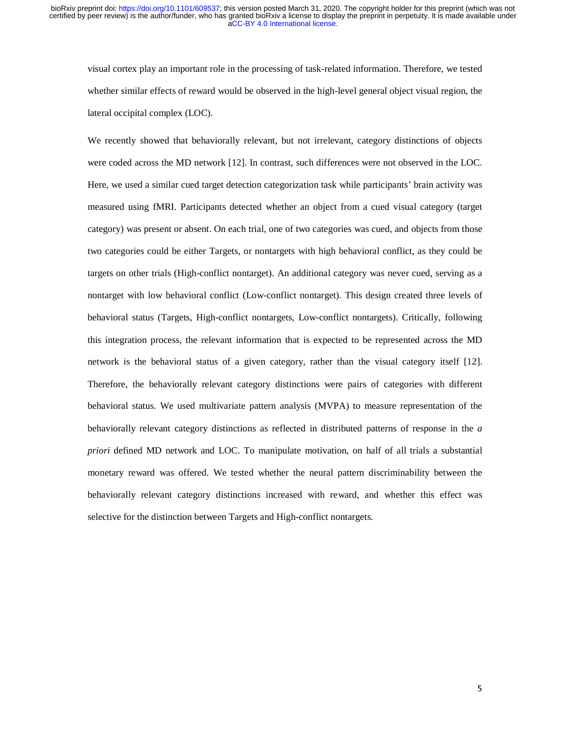visual cortex play an important role in the processing of task-related information. Therefore, we tested whether similar effects of reward would be observed in the high-level general object visual region, the lateral occipital complex (LOC).

We recently showed that behaviorally relevant, but not irrelevant, category distinctions of objects were coded across the MD network [12]. In contrast, such differences were not observed in the LOC. Here, we used a similar cued target detection categorization task while participants' brain activity was measured using fMRI. Participants detected whether an object from a cued visual category (target category) was present or absent. On each trial, one of two categories was cued, and objects from those two categories could be either Targets, or nontargets with high behavioral conflict, as they could be targets on other trials (High-conflict nontarget). An additional category was never cued, serving as a nontarget with low behavioral conflict (Low-conflict nontarget). This design created three levels of behavioral status (Targets, High-conflict nontargets, Low-conflict nontargets). Critically, following this integration process, the relevant information that is expected to be represented across the MD network is the behavioral status of a given category, rather than the visual category itself [12]. Therefore, the behaviorally relevant category distinctions were pairs of categories with different behavioral status. We used multivariate pattern analysis (MVPA) to measure representation of the behaviorally relevant category distinctions as reflected in distributed patterns of response in the *a priori* defined MD network and LOC. To manipulate motivation, on half of all trials a substantial monetary reward was offered. We tested whether the neural pattern discriminability between the behaviorally relevant category distinctions increased with reward, and whether this effect was selective for the distinction between Targets and High-conflict nontargets.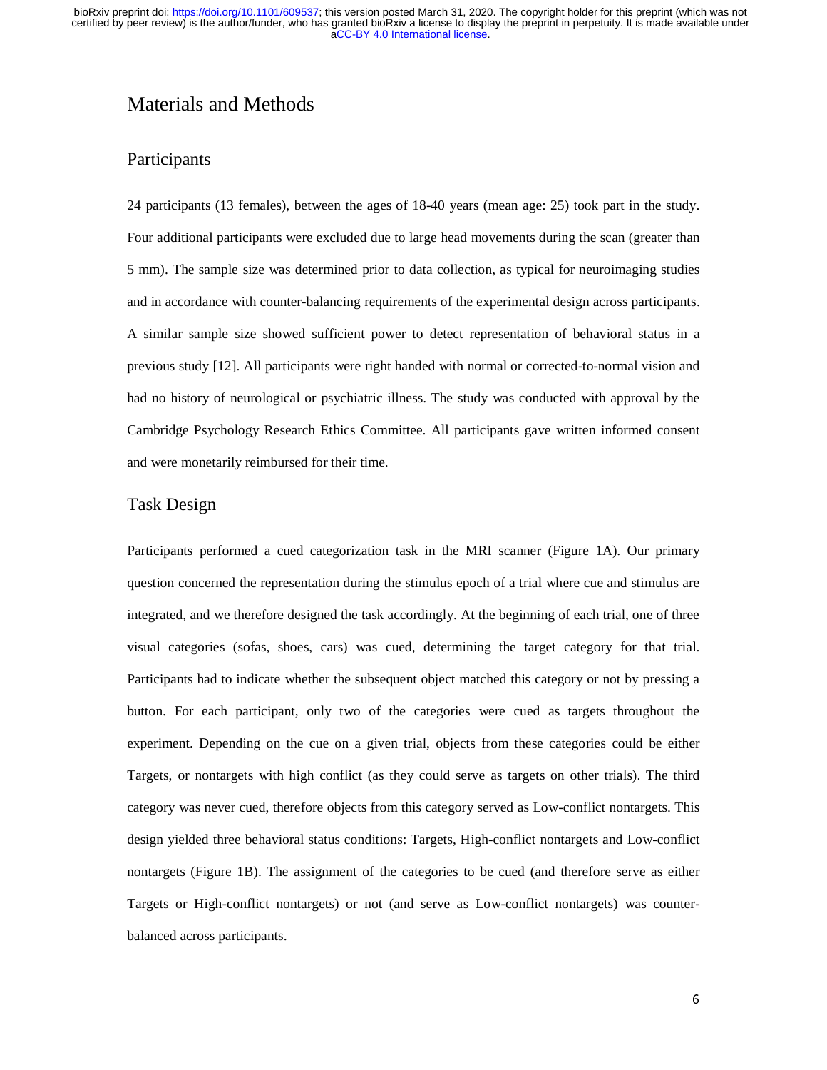# Materials and Methods

## Participants

24 participants (13 females), between the ages of 18-40 years (mean age: 25) took part in the study. Four additional participants were excluded due to large head movements during the scan (greater than 5 mm). The sample size was determined prior to data collection, as typical for neuroimaging studies and in accordance with counter-balancing requirements of the experimental design across participants. A similar sample size showed sufficient power to detect representation of behavioral status in a previous study [12]. All participants were right handed with normal or corrected-to-normal vision and had no history of neurological or psychiatric illness. The study was conducted with approval by the Cambridge Psychology Research Ethics Committee. All participants gave written informed consent and were monetarily reimbursed for their time.

## Task Design

Participants performed a cued categorization task in the MRI scanner (Figure 1A). Our primary question concerned the representation during the stimulus epoch of a trial where cue and stimulus are integrated, and we therefore designed the task accordingly. At the beginning of each trial, one of three visual categories (sofas, shoes, cars) was cued, determining the target category for that trial. Participants had to indicate whether the subsequent object matched this category or not by pressing a button. For each participant, only two of the categories were cued as targets throughout the experiment. Depending on the cue on a given trial, objects from these categories could be either Targets, or nontargets with high conflict (as they could serve as targets on other trials). The third category was never cued, therefore objects from this category served as Low-conflict nontargets. This design yielded three behavioral status conditions: Targets, High-conflict nontargets and Low-conflict nontargets (Figure 1B). The assignment of the categories to be cued (and therefore serve as either Targets or High-conflict nontargets) or not (and serve as Low-conflict nontargets) was counter-balanced across participants.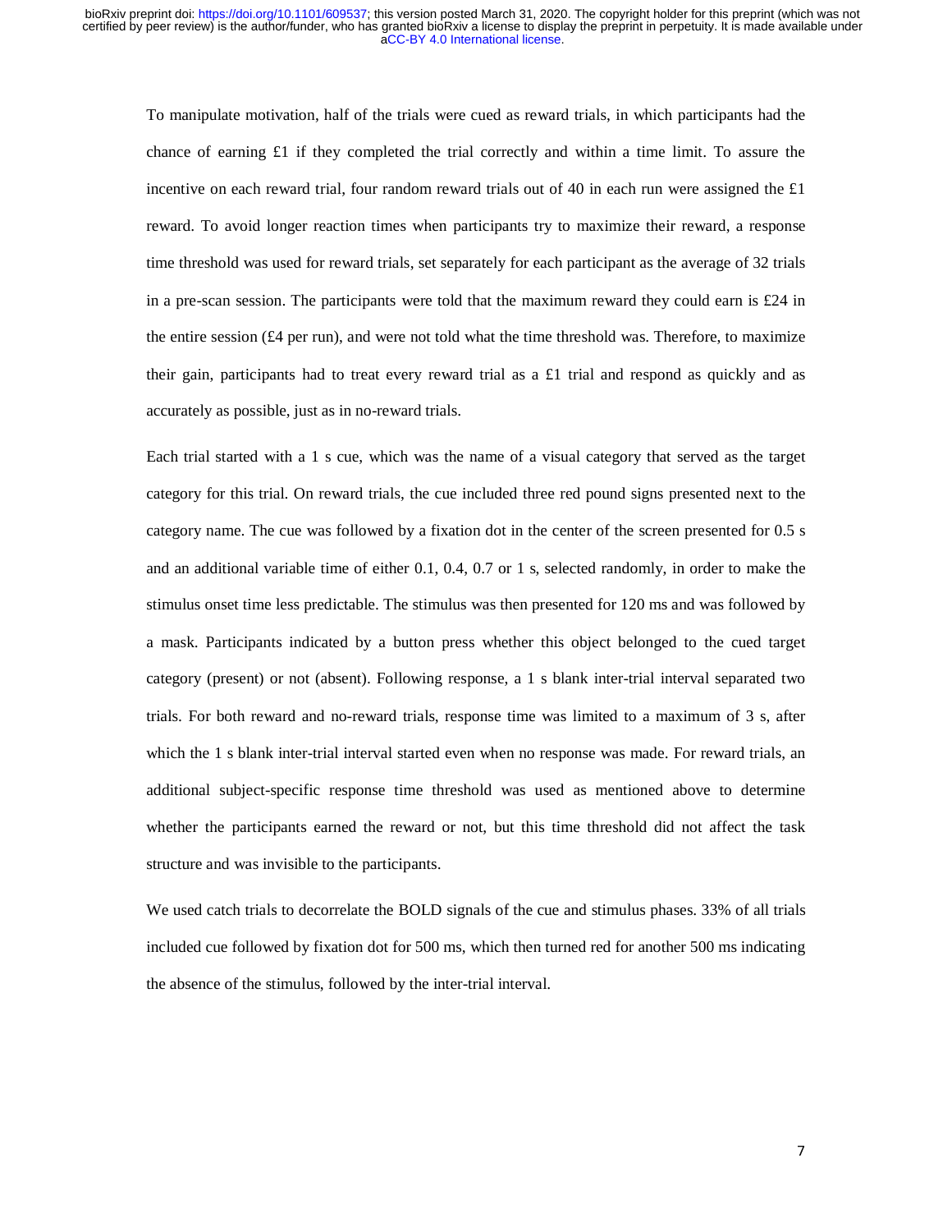To manipulate motivation, half of the trials were cued as reward trials, in which participants had the chance of earning £1 if they completed the trial correctly and within a time limit. To assure the incentive on each reward trial, four random reward trials out of 40 in each run were assigned the £1 reward. To avoid longer reaction times when participants try to maximize their reward, a response time threshold was used for reward trials, set separately for each participant as the average of 32 trials in a pre-scan session. The participants were told that the maximum reward they could earn is £24 in the entire session (£4 per run), and were not told what the time threshold was. Therefore, to maximize their gain, participants had to treat every reward trial as a £1 trial and respond as quickly and as accurately as possible, just as in no-reward trials.

Each trial started with a 1 s cue, which was the name of a visual category that served as the target category for this trial. On reward trials, the cue included three red pound signs presented next to the category name. The cue was followed by a fixation dot in the center of the screen presented for 0.5 s and an additional variable time of either 0.1, 0.4, 0.7 or 1 s, selected randomly, in order to make the stimulus onset time less predictable. The stimulus was then presented for 120 ms and was followed by a mask. Participants indicated by a button press whether this object belonged to the cued target category (present) or not (absent). Following response, a 1 s blank inter-trial interval separated two trials. For both reward and no-reward trials, response time was limited to a maximum of 3 s, after which the 1 s blank inter-trial interval started even when no response was made. For reward trials, an additional subject-specific response time threshold was used as mentioned above to determine whether the participants earned the reward or not, but this time threshold did not affect the task structure and was invisible to the participants.

We used catch trials to decorrelate the BOLD signals of the cue and stimulus phases. 33% of all trials included cue followed by fixation dot for 500 ms, which then turned red for another 500 ms indicating the absence of the stimulus, followed by the inter-trial interval.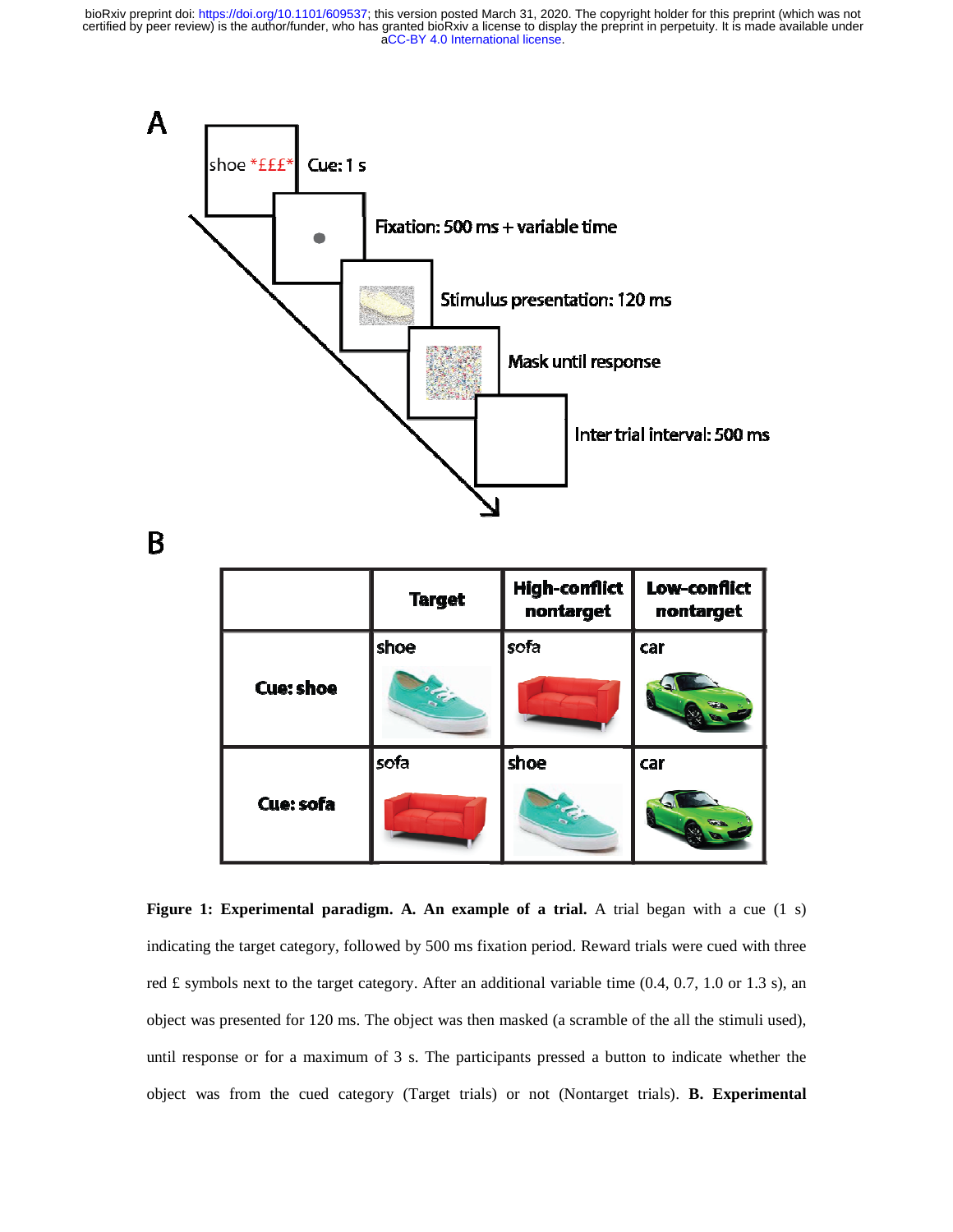**Figure 1: Experimental paradigm. A. An example of a trial.** A trial began with a cue (1 s) indicating the target category, followed by 500 ms fixation period. Reward trials were cued with three red £ symbols next to the target category. After an additional variable time (0.4, 0.7, 1.0 or 1.3 s), an object was presented for 120 ms. The object was then masked (a scramble of the all the stimuli used), until response or for a maximum of 3 s. The participants pressed a button to indicate whether the object was from the cued category (Target trials) or not (Nontarget trials). **B. Experimental**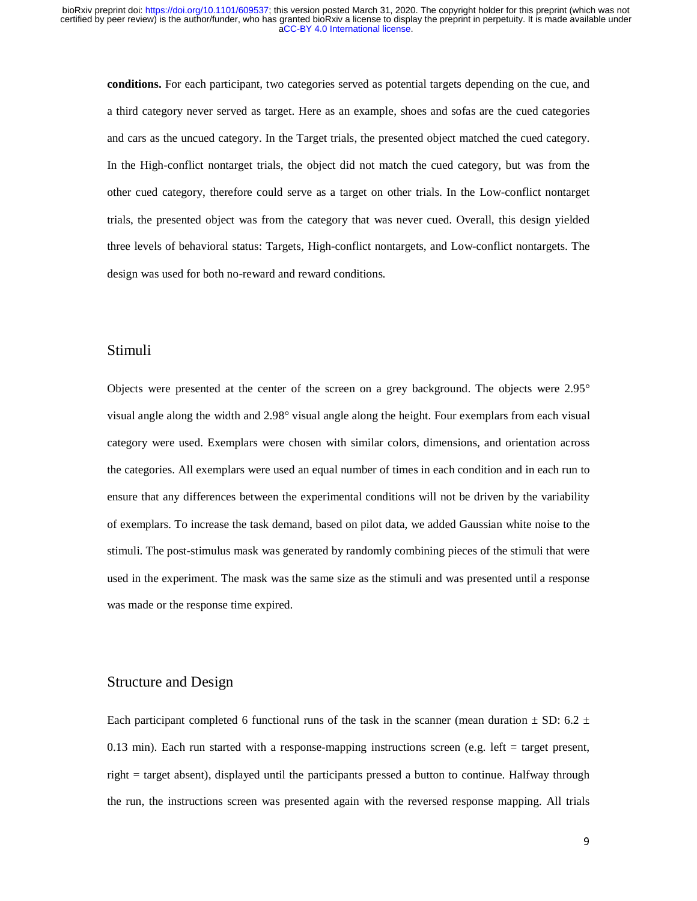**conditions.** For each participant, two categories served as potential targets depending on the cue, and a third category never served as target. Here as an example, shoes and sofas are the cued categories and cars as the uncued category. In the Target trials, the presented object matched the cued category. In the High-conflict nontarget trials, the object did not match the cued category, but was from the other cued category, therefore could serve as a target on other trials. In the Low-conflict nontarget trials, the presented object was from the category that was never cued. Overall, this design yielded three levels of behavioral status: Targets, High-conflict nontargets, and Low-conflict nontargets. The design was used for both no-reward and reward conditions.

## Stimuli

Objects were presented at the center of the screen on a grey background. The objects were 2.95° visual angle along the width and 2.98° visual angle along the height. Four exemplars from each visual category were used. Exemplars were chosen with similar colors, dimensions, and orientation across the categories. All exemplars were used an equal number of times in each condition and in each run to ensure that any differences between the experimental conditions will not be driven by the variability of exemplars. To increase the task demand, based on pilot data, we added Gaussian white noise to the stimuli. The post-stimulus mask was generated by randomly combining pieces of the stimuli that were used in the experiment. The mask was the same size as the stimuli and was presented until a response was made or the response time expired.

## Structure and Design

Each participant completed 6 functional runs of the task in the scanner (mean duration ± SD: 6.2 ± 0.13 min). Each run started with a response-mapping instructions screen (e.g. left = target present, right = target absent), displayed until the participants pressed a button to continue. Halfway through the run, the instructions screen was presented again with the reversed response mapping. All trials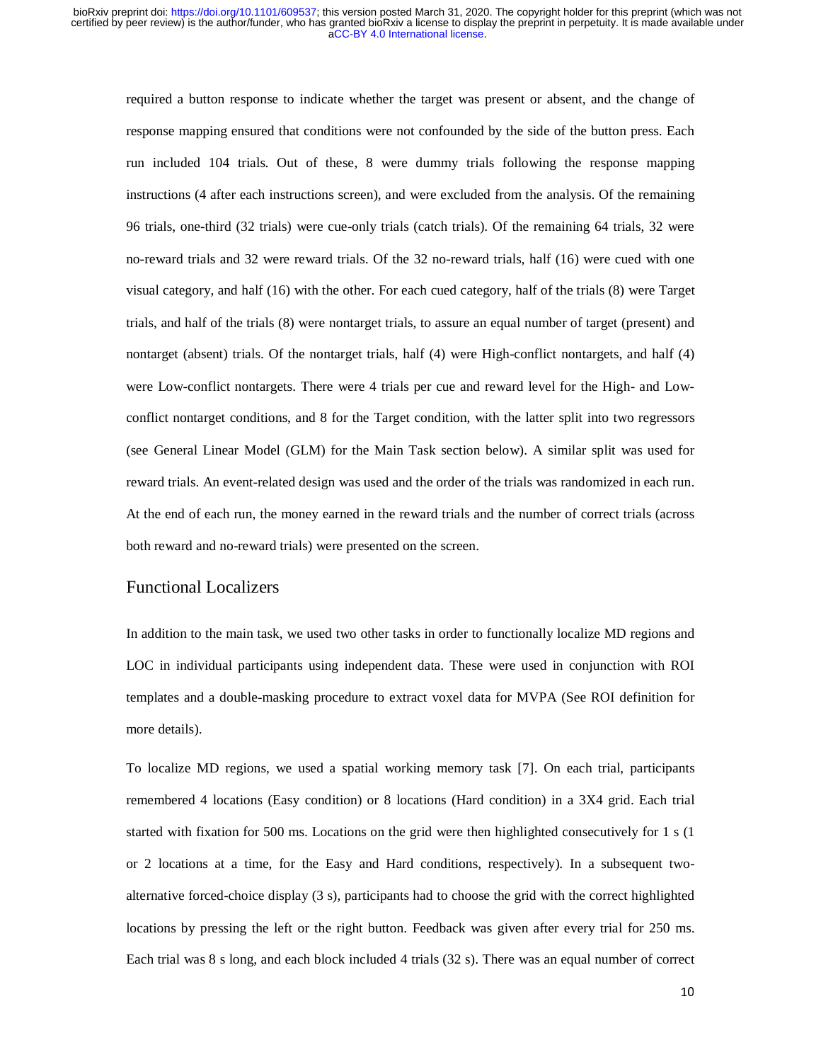required a button response to indicate whether the target was present or absent, and the change of response mapping ensured that conditions were not confounded by the side of the button press. Each run included 104 trials. Out of these, 8 were dummy trials following the response mapping instructions (4 after each instructions screen), and were excluded from the analysis. Of the remaining 96 trials, one-third (32 trials) were cue-only trials (catch trials). Of the remaining 64 trials, 32 were no-reward trials and 32 were reward trials. Of the 32 no-reward trials, half (16) were cued with one visual category, and half (16) with the other. For each cued category, half of the trials (8) were Target trials, and half of the trials (8) were nontarget trials, to assure an equal number of target (present) and nontarget (absent) trials. Of the nontarget trials, half (4) were High-conflict nontargets, and half (4) were Low-conflict nontargets. There were 4 trials per cue and reward level for the High- and Low-conflict nontarget conditions, and 8 for the Target condition, with the latter split into two regressors (see General Linear Model (GLM) for the Main Task section below). A similar split was used for reward trials. An event-related design was used and the order of the trials was randomized in each run. At the end of each run, the money earned in the reward trials and the number of correct trials (across both reward and no-reward trials) were presented on the screen.

## Functional Localizers

In addition to the main task, we used two other tasks in order to functionally localize MD regions and LOC in individual participants using independent data. These were used in conjunction with ROI templates and a double-masking procedure to extract voxel data for MVPA (See ROI definition for more details).

To localize MD regions, we used a spatial working memory task [7]. On each trial, participants remembered 4 locations (Easy condition) or 8 locations (Hard condition) in a 3X4 grid. Each trial started with fixation for 500 ms. Locations on the grid were then highlighted consecutively for 1 s (1 or 2 locations at a time, for the Easy and Hard conditions, respectively). In a subsequent two-alternative forced-choice display (3 s), participants had to choose the grid with the correct highlighted locations by pressing the left or the right button. Feedback was given after every trial for 250 ms. Each trial was 8 s long, and each block included 4 trials (32 s). There was an equal number of correct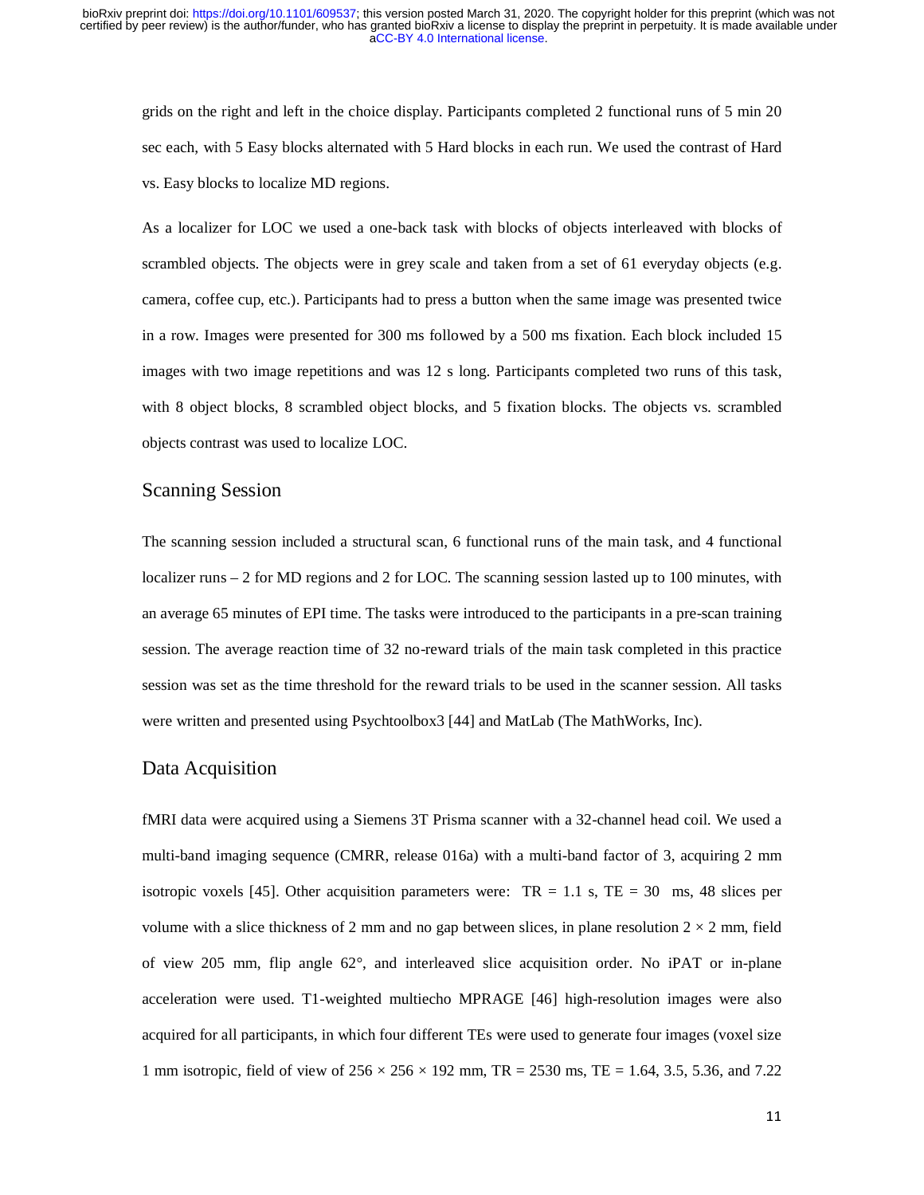grids on the right and left in the choice display. Participants completed 2 functional runs of 5 min 20 sec each, with 5 Easy blocks alternated with 5 Hard blocks in each run. We used the contrast of Hard vs. Easy blocks to localize MD regions.

As a localizer for LOC we used a one-back task with blocks of objects interleaved with blocks of scrambled objects. The objects were in grey scale and taken from a set of 61 everyday objects (e.g. camera, coffee cup, etc.). Participants had to press a button when the same image was presented twice in a row. Images were presented for 300 ms followed by a 500 ms fixation. Each block included 15 images with two image repetitions and was 12 s long. Participants completed two runs of this task, with 8 object blocks, 8 scrambled object blocks, and 5 fixation blocks. The objects vs. scrambled objects contrast was used to localize LOC.

## Scanning Session

The scanning session included a structural scan, 6 functional runs of the main task, and 4 functional localizer runs – 2 for MD regions and 2 for LOC. The scanning session lasted up to 100 minutes, with an average 65 minutes of EPI time. The tasks were introduced to the participants in a pre-scan training session. The average reaction time of 32 no-reward trials of the main task completed in this practice session was set as the time threshold for the reward trials to be used in the scanner session. All tasks were written and presented using Psychtoolbox3 [44] and MatLab (The MathWorks, Inc).

## Data Acquisition

fMRI data were acquired using a Siemens 3T Prisma scanner with a 32-channel head coil. We used a multi-band imaging sequence (CMRR, release 016a) with a multi-band factor of 3, acquiring 2 mm isotropic voxels [45]. Other acquisition parameters were: TR = 1.1 s, TE = 30 ms, 48 slices per volume with a slice thickness of 2 mm and no gap between slices, in plane resolution $2 \times 2$ mm, field of view 205 mm, flip angle 62°, and interleaved slice acquisition order. No iPAT or in-plane acceleration were used. T1-weighted multiecho MPRAGE [46] high-resolution images were also acquired for all participants, in which four different TEs were used to generate four images (voxel size 1 mm isotropic, field of view of $256 \times 256 \times 192$ mm, TR = 2530 ms, TE = 1.64, 3.5, 5.36, and 7.22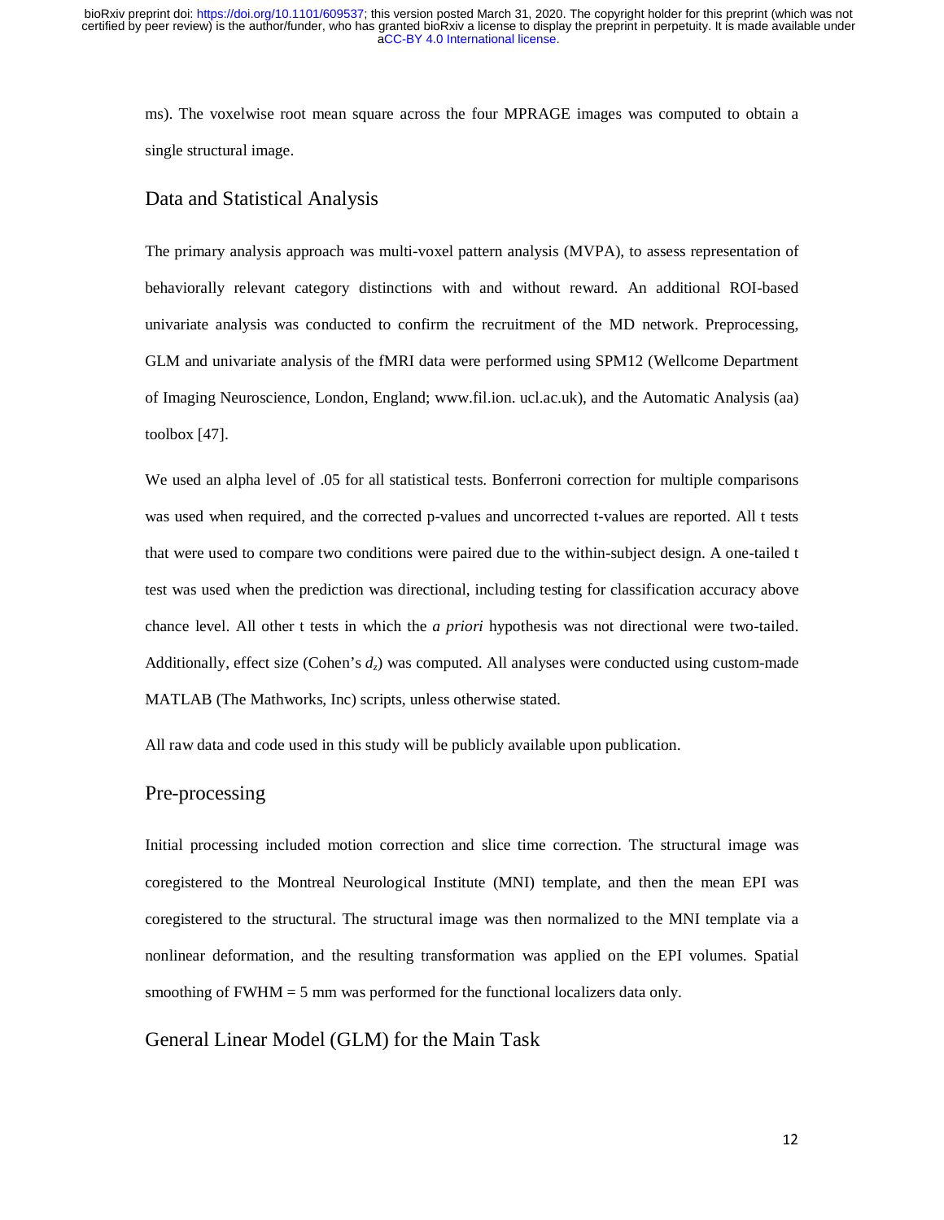ms). The voxelwise root mean square across the four MPRAGE images was computed to obtain a single structural image.

## Data and Statistical Analysis

The primary analysis approach was multi-voxel pattern analysis (MVPA), to assess representation of behaviorally relevant category distinctions with and without reward. An additional ROI-based univariate analysis was conducted to confirm the recruitment of the MD network. Preprocessing, GLM and univariate analysis of the fMRI data were performed using SPM12 (Wellcome Department of Imaging Neuroscience, London, England; www.fil.ion. ucl.ac.uk), and the Automatic Analysis (aa) toolbox [47].

We used an alpha level of .05 for all statistical tests. Bonferroni correction for multiple comparisons was used when required, and the corrected p-values and uncorrected t-values are reported. All t tests that were used to compare two conditions were paired due to the within-subject design. A one-tailed t test was used when the prediction was directional, including testing for classification accuracy above chance level. All other t tests in which the *a priori* hypothesis was not directional were two-tailed. Additionally, effect size (Cohen's $d_z$) was computed. All analyses were conducted using custom-made MATLAB (The Mathworks, Inc) scripts, unless otherwise stated.

All raw data and code used in this study will be publicly available upon publication.

## Pre-processing

Initial processing included motion correction and slice time correction. The structural image was coregistered to the Montreal Neurological Institute (MNI) template, and then the mean EPI was coregistered to the structural. The structural image was then normalized to the MNI template via a nonlinear deformation, and the resulting transformation was applied on the EPI volumes. Spatial smoothing of FWHM = 5 mm was performed for the functional localizers data only.

## General Linear Model (GLM) for the Main Task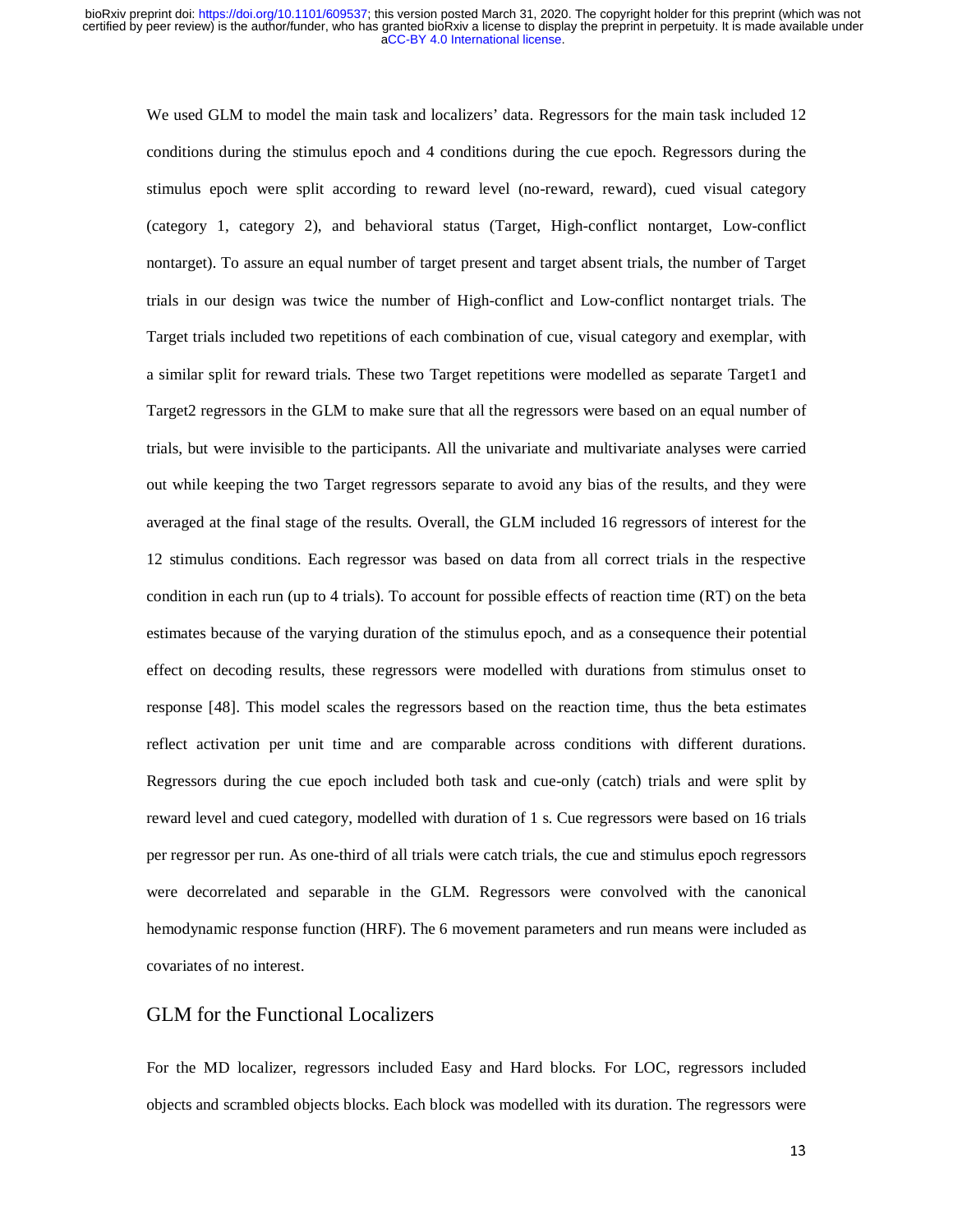We used GLM to model the main task and localizers' data. Regressors for the main task included 12 conditions during the stimulus epoch and 4 conditions during the cue epoch. Regressors during the stimulus epoch were split according to reward level (no-reward, reward), cued visual category (category 1, category 2), and behavioral status (Target, High-conflict nontarget, Low-conflict nontarget). To assure an equal number of target present and target absent trials, the number of Target trials in our design was twice the number of High-conflict and Low-conflict nontarget trials. The Target trials included two repetitions of each combination of cue, visual category and exemplar, with a similar split for reward trials. These two Target repetitions were modelled as separate Target1 and Target2 regressors in the GLM to make sure that all the regressors were based on an equal number of trials, but were invisible to the participants. All the univariate and multivariate analyses were carried out while keeping the two Target regressors separate to avoid any bias of the results, and they were averaged at the final stage of the results. Overall, the GLM included 16 regressors of interest for the 12 stimulus conditions. Each regressor was based on data from all correct trials in the respective condition in each run (up to 4 trials). To account for possible effects of reaction time (RT) on the beta estimates because of the varying duration of the stimulus epoch, and as a consequence their potential effect on decoding results, these regressors were modelled with durations from stimulus onset to response [48]. This model scales the regressors based on the reaction time, thus the beta estimates reflect activation per unit time and are comparable across conditions with different durations. Regressors during the cue epoch included both task and cue-only (catch) trials and were split by reward level and cued category, modelled with duration of 1 s. Cue regressors were based on 16 trials per regressor per run. As one-third of all trials were catch trials, the cue and stimulus epoch regressors were decorrelated and separable in the GLM. Regressors were convolved with the canonical hemodynamic response function (HRF). The 6 movement parameters and run means were included as covariates of no interest.

## GLM for the Functional Localizers

For the MD localizer, regressors included Easy and Hard blocks. For LOC, regressors included objects and scrambled objects blocks. Each block was modelled with its duration. The regressors were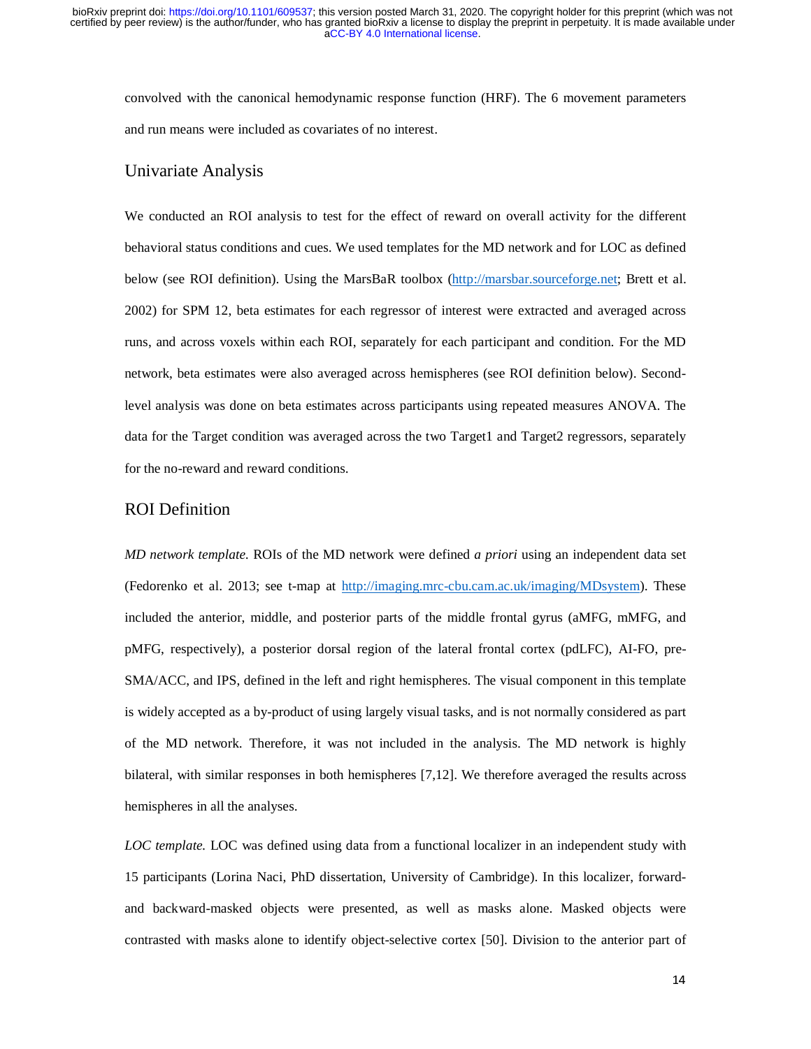convolved with the canonical hemodynamic response function (HRF). The 6 movement parameters and run means were included as covariates of no interest.

## Univariate Analysis

We conducted an ROI analysis to test for the effect of reward on overall activity for the different behavioral status conditions and cues. We used templates for the MD network and for LOC as defined below (see ROI definition). Using the MarsBaR toolbox (http://marsbar.sourceforge.net; Brett et al. 2002) for SPM 12, beta estimates for each regressor of interest were extracted and averaged across runs, and across voxels within each ROI, separately for each participant and condition. For the MD network, beta estimates were also averaged across hemispheres (see ROI definition below). Second-level analysis was done on beta estimates across participants using repeated measures ANOVA. The data for the Target condition was averaged across the two Target1 and Target2 regressors, separately for the no-reward and reward conditions.

## ROI Definition

*MD network template.* ROIs of the MD network were defined *a priori* using an independent data set (Fedorenko et al. 2013; see t-map at http://imaging.mrc-cbu.cam.ac.uk/imaging/MDsystem). These included the anterior, middle, and posterior parts of the middle frontal gyrus (aMFG, mMFG, and pMFG, respectively), a posterior dorsal region of the lateral frontal cortex (pdLFC), AI-FO, pre-SMA/ACC, and IPS, defined in the left and right hemispheres. The visual component in this template is widely accepted as a by-product of using largely visual tasks, and is not normally considered as part of the MD network. Therefore, it was not included in the analysis. The MD network is highly bilateral, with similar responses in both hemispheres [7,12]. We therefore averaged the results across hemispheres in all the analyses.

*LOC template.* LOC was defined using data from a functional localizer in an independent study with 15 participants (Lorina Naci, PhD dissertation, University of Cambridge). In this localizer, forward- and backward-masked objects were presented, as well as masks alone. Masked objects were contrasted with masks alone to identify object-selective cortex [50]. Division to the anterior part of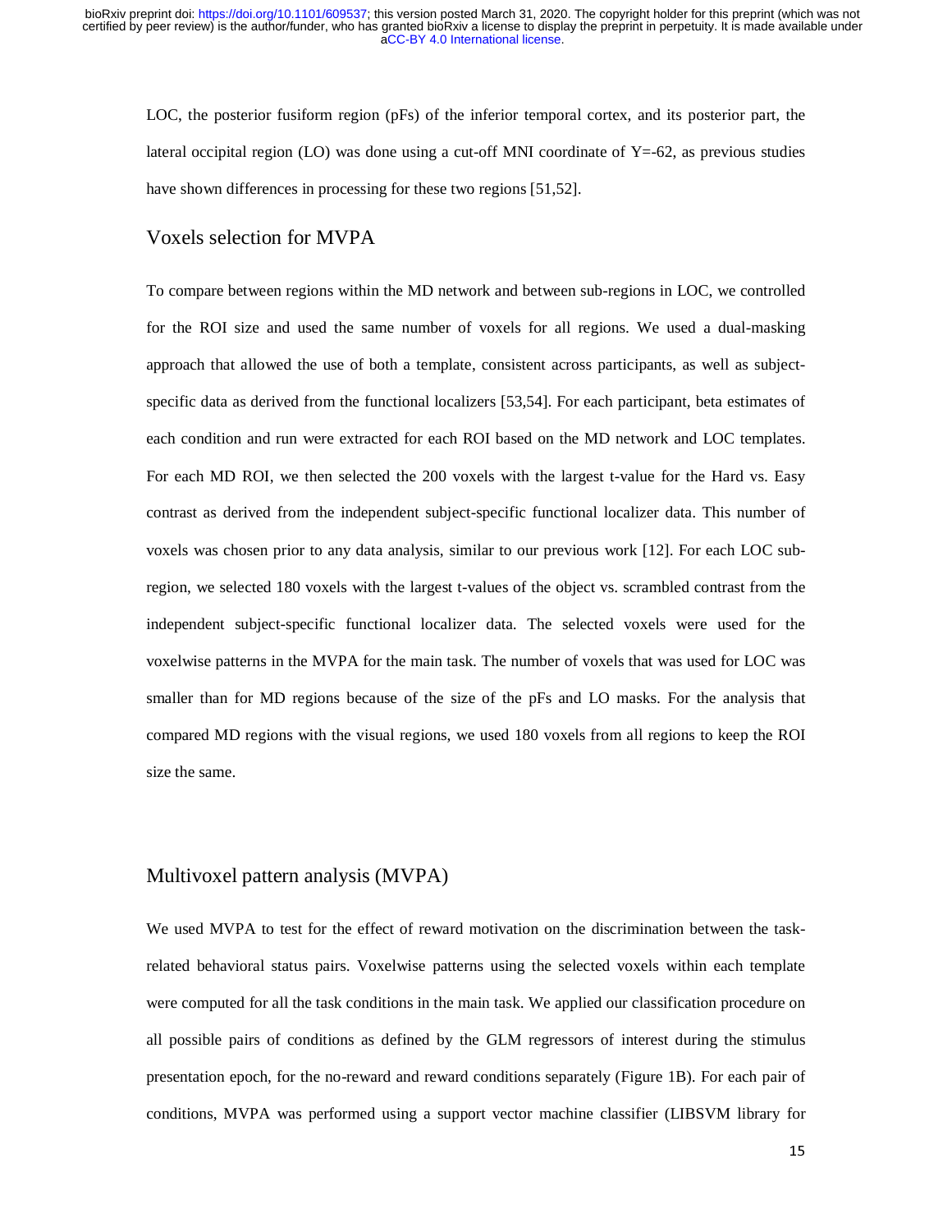LOC, the posterior fusiform region (pFs) of the inferior temporal cortex, and its posterior part, the lateral occipital region (LO) was done using a cut-off MNI coordinate of Y=-62, as previous studies have shown differences in processing for these two regions [51,52].

## Voxels selection for MVPA

To compare between regions within the MD network and between sub-regions in LOC, we controlled for the ROI size and used the same number of voxels for all regions. We used a dual-masking approach that allowed the use of both a template, consistent across participants, as well as subject-specific data as derived from the functional localizers [53,54]. For each participant, beta estimates of each condition and run were extracted for each ROI based on the MD network and LOC templates. For each MD ROI, we then selected the 200 voxels with the largest t-value for the Hard vs. Easy contrast as derived from the independent subject-specific functional localizer data. This number of voxels was chosen prior to any data analysis, similar to our previous work [12]. For each LOC sub-region, we selected 180 voxels with the largest t-values of the object vs. scrambled contrast from the independent subject-specific functional localizer data. The selected voxels were used for the voxelwise patterns in the MVPA for the main task. The number of voxels that was used for LOC was smaller than for MD regions because of the size of the pFs and LO masks. For the analysis that compared MD regions with the visual regions, we used 180 voxels from all regions to keep the ROI size the same.

## Multivoxel pattern analysis (MVPA)

We used MVPA to test for the effect of reward motivation on the discrimination between the task-related behavioral status pairs. Voxelwise patterns using the selected voxels within each template were computed for all the task conditions in the main task. We applied our classification procedure on all possible pairs of conditions as defined by the GLM regressors of interest during the stimulus presentation epoch, for the no-reward and reward conditions separately (Figure 1B). For each pair of conditions, MVPA was performed using a support vector machine classifier (LIBSVM library for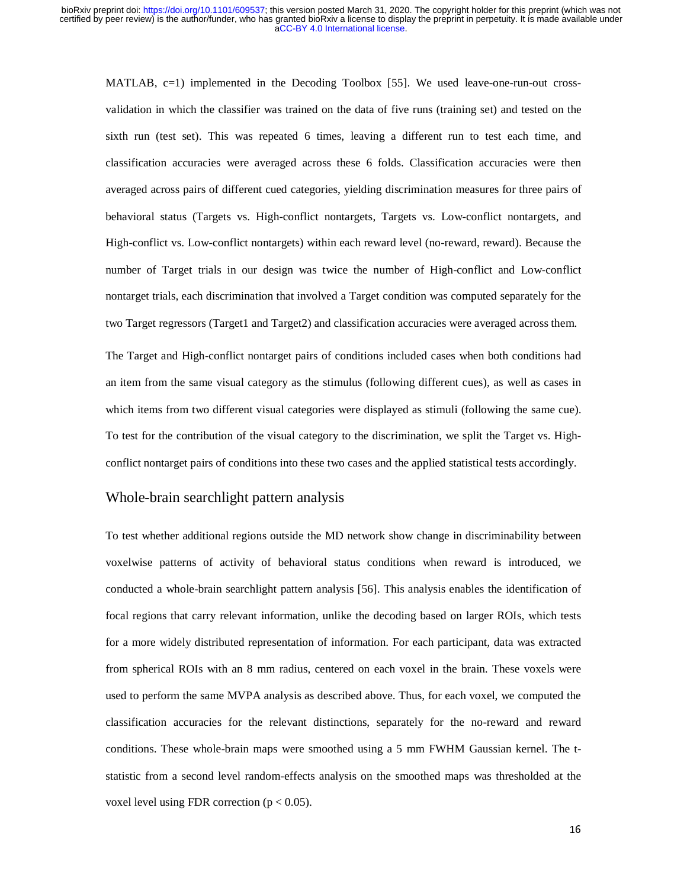MATLAB, c=1) implemented in the Decoding Toolbox [55]. We used leave-one-run-out cross-validation in which the classifier was trained on the data of five runs (training set) and tested on the sixth run (test set). This was repeated 6 times, leaving a different run to test each time, and classification accuracies were averaged across these 6 folds. Classification accuracies were then averaged across pairs of different cued categories, yielding discrimination measures for three pairs of behavioral status (Targets vs. High-conflict nontargets, Targets vs. Low-conflict nontargets, and High-conflict vs. Low-conflict nontargets) within each reward level (no-reward, reward). Because the number of Target trials in our design was twice the number of High-conflict and Low-conflict nontarget trials, each discrimination that involved a Target condition was computed separately for the two Target regressors (Target1 and Target2) and classification accuracies were averaged across them.

The Target and High-conflict nontarget pairs of conditions included cases when both conditions had an item from the same visual category as the stimulus (following different cues), as well as cases in which items from two different visual categories were displayed as stimuli (following the same cue). To test for the contribution of the visual category to the discrimination, we split the Target vs. High-conflict nontarget pairs of conditions into these two cases and the applied statistical tests accordingly.

## Whole-brain searchlight pattern analysis

To test whether additional regions outside the MD network show change in discriminability between voxelwise patterns of activity of behavioral status conditions when reward is introduced, we conducted a whole-brain searchlight pattern analysis [56]. This analysis enables the identification of focal regions that carry relevant information, unlike the decoding based on larger ROIs, which tests for a more widely distributed representation of information. For each participant, data was extracted from spherical ROIs with an 8 mm radius, centered on each voxel in the brain. These voxels were used to perform the same MVPA analysis as described above. Thus, for each voxel, we computed the classification accuracies for the relevant distinctions, separately for the no-reward and reward conditions. These whole-brain maps were smoothed using a 5 mm FWHM Gaussian kernel. The t-statistic from a second level random-effects analysis on the smoothed maps was thresholded at the voxel level using FDR correction ($p < 0.05$).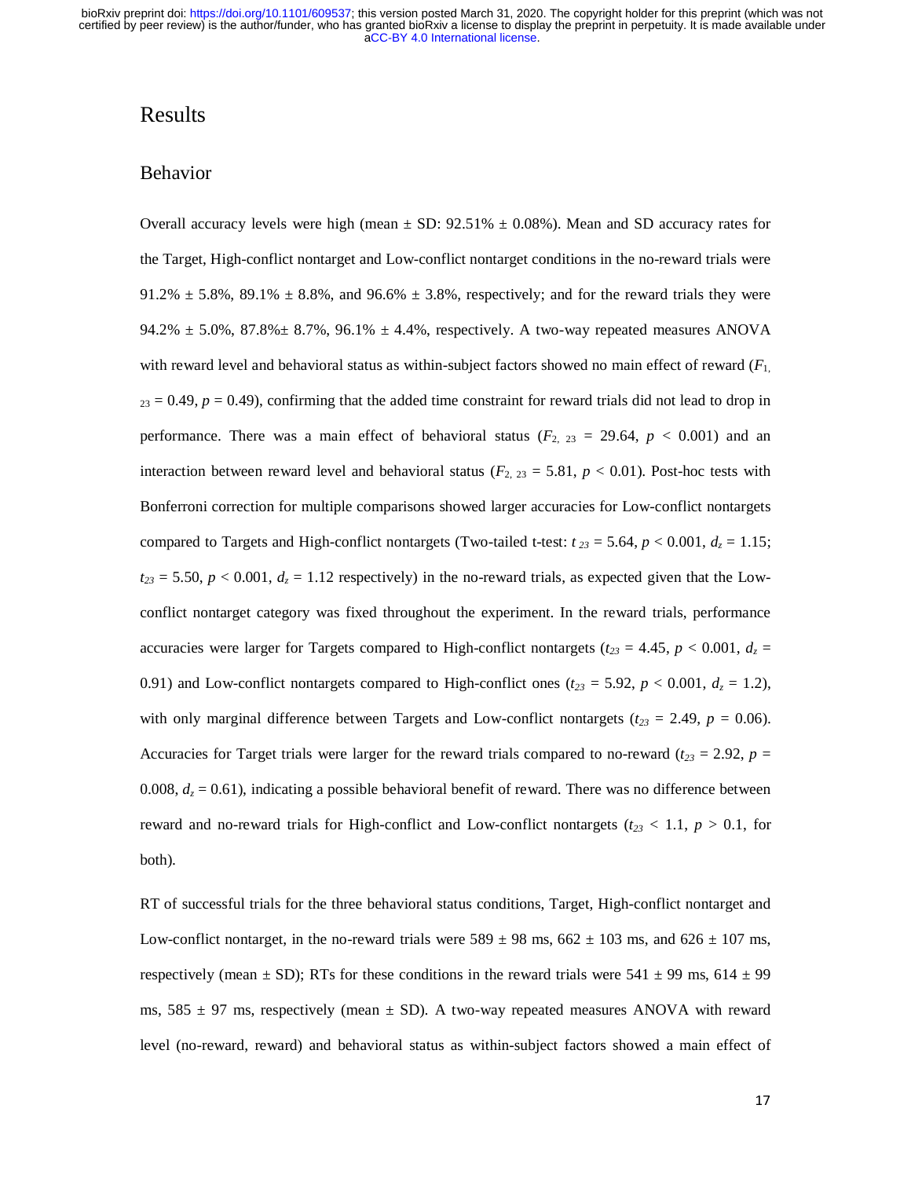## Results

### Behavior

Overall accuracy levels were high (mean ± SD: 92.51% ± 0.08%). Mean and SD accuracy rates for the Target, High-conflict nontarget and Low-conflict nontarget conditions in the no-reward trials were 91.2% ± 5.8%, 89.1% ± 8.8%, and 96.6% ± 3.8%, respectively; and for the reward trials they were 94.2% ± 5.0%, 87.8%± 8.7%, 96.1% ± 4.4%, respectively. A two-way repeated measures ANOVA with reward level and behavioral status as within-subject factors showed no main effect of reward ($F_{1, 23} = 0.49$, $p = 0.49$), confirming that the added time constraint for reward trials did not lead to drop in performance. There was a main effect of behavioral status ($F_{2, 23} = 29.64$, $p < 0.001$) and an interaction between reward level and behavioral status ($F_{2, 23} = 5.81$, $p < 0.01$). Post-hoc tests with Bonferroni correction for multiple comparisons showed larger accuracies for Low-conflict nontargets compared to Targets and High-conflict nontargets (Two-tailed t-test: $t_{23} = 5.64$, $p < 0.001$, $d_z = 1.15$; $t_{23} = 5.50$, $p < 0.001$, $d_z = 1.12$ respectively) in the no-reward trials, as expected given that the Low-conflict nontarget category was fixed throughout the experiment. In the reward trials, performance accuracies were larger for Targets compared to High-conflict nontargets ($t_{23} = 4.45$, $p < 0.001$, $d_z = 0.91$) and Low-conflict nontargets compared to High-conflict ones ($t_{23} = 5.92$, $p < 0.001$, $d_z = 1.2$), with only marginal difference between Targets and Low-conflict nontargets ($t_{23} = 2.49$, $p = 0.06$). Accuracies for Target trials were larger for the reward trials compared to no-reward ($t_{23} = 2.92$, $p = 0.008$, $d_z = 0.61$), indicating a possible behavioral benefit of reward. There was no difference between reward and no-reward trials for High-conflict and Low-conflict nontargets ($t_{23} < 1.1$, $p > 0.1$, for both).

RT of successful trials for the three behavioral status conditions, Target, High-conflict nontarget and Low-conflict nontarget, in the no-reward trials were 589 ± 98 ms, 662 ± 103 ms, and 626 ± 107 ms, respectively (mean ± SD); RTs for these conditions in the reward trials were 541 ± 99 ms, 614 ± 99 ms, 585 ± 97 ms, respectively (mean ± SD). A two-way repeated measures ANOVA with reward level (no-reward, reward) and behavioral status as within-subject factors showed a main effect of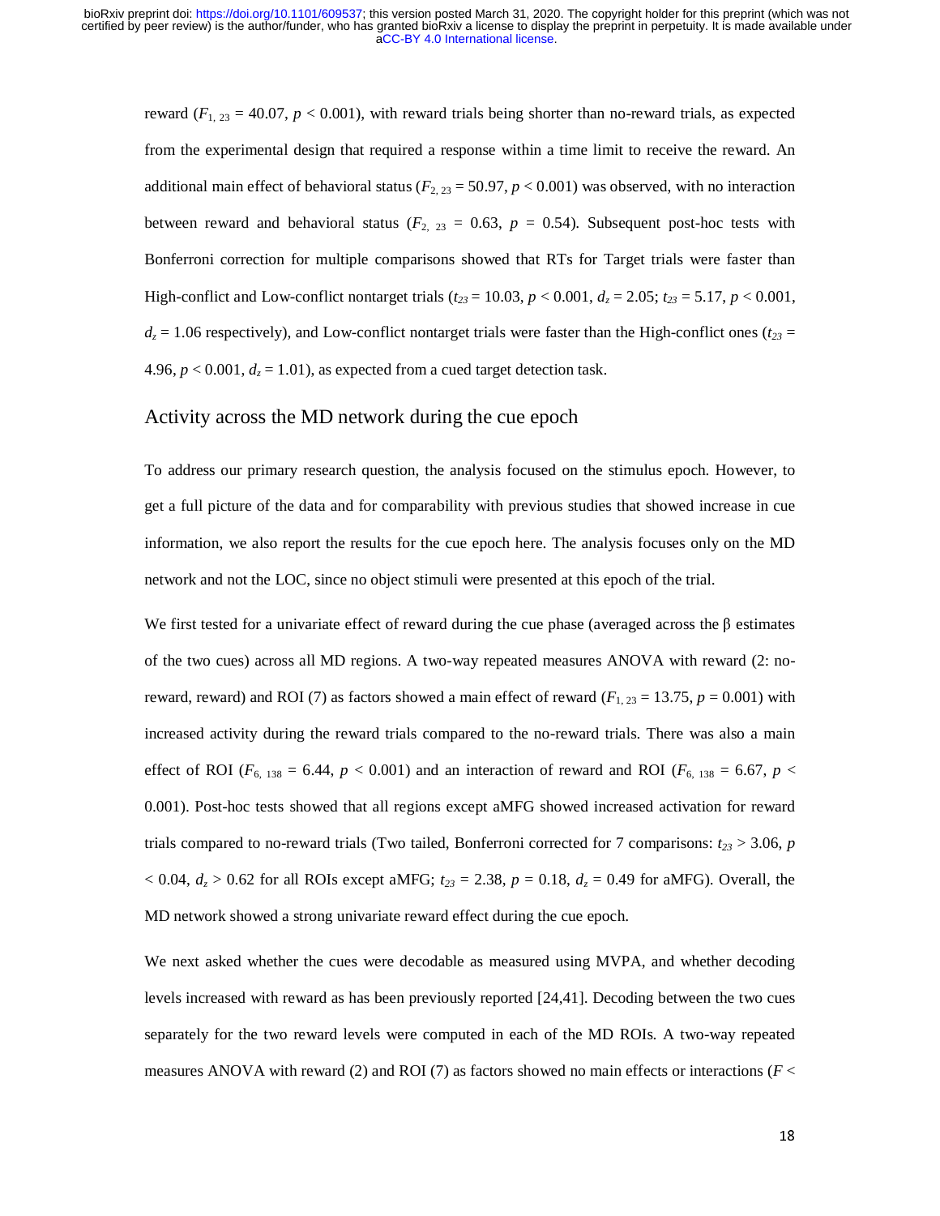reward ($F_{1, 23}$ = 40.07, $p$ < 0.001), with reward trials being shorter than no-reward trials, as expected from the experimental design that required a response within a time limit to receive the reward. An additional main effect of behavioral status ($F_{2, 23}$ = 50.97, $p$ < 0.001) was observed, with no interaction between reward and behavioral status ($F_{2, 23}$ = 0.63, $p$ = 0.54). Subsequent post-hoc tests with Bonferroni correction for multiple comparisons showed that RTs for Target trials were faster than High-conflict and Low-conflict nontarget trials ($t_{23}$ = 10.03, $p$ < 0.001, $d_z$ = 2.05; $t_{23}$ = 5.17, $p$ < 0.001, $d_z$ = 1.06 respectively), and Low-conflict nontarget trials were faster than the High-conflict ones ($t_{23}$ = 4.96, $p$ < 0.001, $d_z$ = 1.01), as expected from a cued target detection task.

## Activity across the MD network during the cue epoch

To address our primary research question, the analysis focused on the stimulus epoch. However, to get a full picture of the data and for comparability with previous studies that showed increase in cue information, we also report the results for the cue epoch here. The analysis focuses only on the MD network and not the LOC, since no object stimuli were presented at this epoch of the trial.

We first tested for a univariate effect of reward during the cue phase (averaged across the β estimates of the two cues) across all MD regions. A two-way repeated measures ANOVA with reward (2: no-reward, reward) and ROI (7) as factors showed a main effect of reward ($F_{1, 23}$ = 13.75, $p$ = 0.001) with increased activity during the reward trials compared to the no-reward trials. There was also a main effect of ROI ($F_{6, 138}$ = 6.44, $p$ < 0.001) and an interaction of reward and ROI ($F_{6, 138}$ = 6.67, $p$ < 0.001). Post-hoc tests showed that all regions except aMFG showed increased activation for reward trials compared to no-reward trials (Two tailed, Bonferroni corrected for 7 comparisons: $t_{23}$ > 3.06, $p$ < 0.04, $d_z$ > 0.62 for all ROIs except aMFG; $t_{23}$ = 2.38, $p$ = 0.18, $d_z$ = 0.49 for aMFG). Overall, the MD network showed a strong univariate reward effect during the cue epoch.

We next asked whether the cues were decodable as measured using MVPA, and whether decoding levels increased with reward as has been previously reported [24,41]. Decoding between the two cues separately for the two reward levels were computed in each of the MD ROIs. A two-way repeated measures ANOVA with reward (2) and ROI (7) as factors showed no main effects or interactions ($F$ <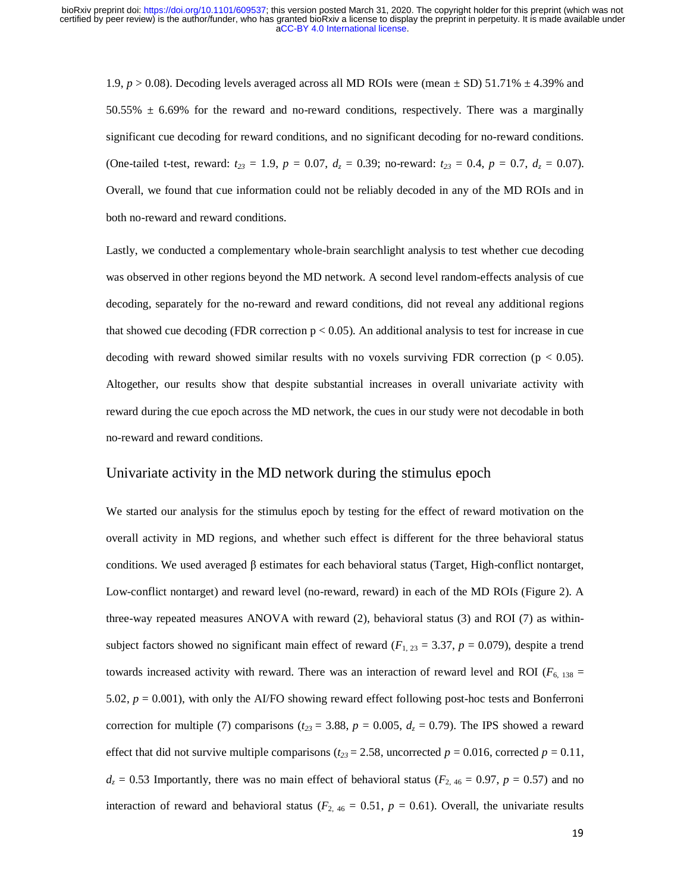1.9, $p > 0.08$). Decoding levels averaged across all MD ROIs were (mean ± SD) 51.71% ± 4.39% and 50.55% ± 6.69% for the reward and no-reward conditions, respectively. There was a marginally significant cue decoding for reward conditions, and no significant decoding for no-reward conditions. (One-tailed t-test, reward: $t_{23} = 1.9$, $p = 0.07$, $d_z = 0.39$; no-reward: $t_{23} = 0.4$, $p = 0.7$, $d_z = 0.07$). Overall, we found that cue information could not be reliably decoded in any of the MD ROIs and in both no-reward and reward conditions.

Lastly, we conducted a complementary whole-brain searchlight analysis to test whether cue decoding was observed in other regions beyond the MD network. A second level random-effects analysis of cue decoding, separately for the no-reward and reward conditions, did not reveal any additional regions that showed cue decoding (FDR correction $p < 0.05$). An additional analysis to test for increase in cue decoding with reward showed similar results with no voxels surviving FDR correction ($p < 0.05$). Altogether, our results show that despite substantial increases in overall univariate activity with reward during the cue epoch across the MD network, the cues in our study were not decodable in both no-reward and reward conditions.

## Univariate activity in the MD network during the stimulus epoch

We started our analysis for the stimulus epoch by testing for the effect of reward motivation on the overall activity in MD regions, and whether such effect is different for the three behavioral status conditions. We used averaged β estimates for each behavioral status (Target, High-conflict nontarget, Low-conflict nontarget) and reward level (no-reward, reward) in each of the MD ROIs (Figure 2). A three-way repeated measures ANOVA with reward (2), behavioral status (3) and ROI (7) as within-subject factors showed no significant main effect of reward ($F_{1,\,23} = 3.37$, $p = 0.079$), despite a trend towards increased activity with reward. There was an interaction of reward level and ROI ($F_{6,\,138} = 5.02$, $p = 0.001$), with only the AI/FO showing reward effect following post-hoc tests and Bonferroni correction for multiple (7) comparisons ($t_{23} = 3.88$, $p = 0.005$, $d_z = 0.79$). The IPS showed a reward effect that did not survive multiple comparisons ($t_{23} = 2.58$, uncorrected $p = 0.016$, corrected $p = 0.11$, $d_z = 0.53$ Importantly, there was no main effect of behavioral status ($F_{2,\,46} = 0.97$, $p = 0.57$) and no interaction of reward and behavioral status ($F_{2,\,46} = 0.51$, $p = 0.61$). Overall, the univariate results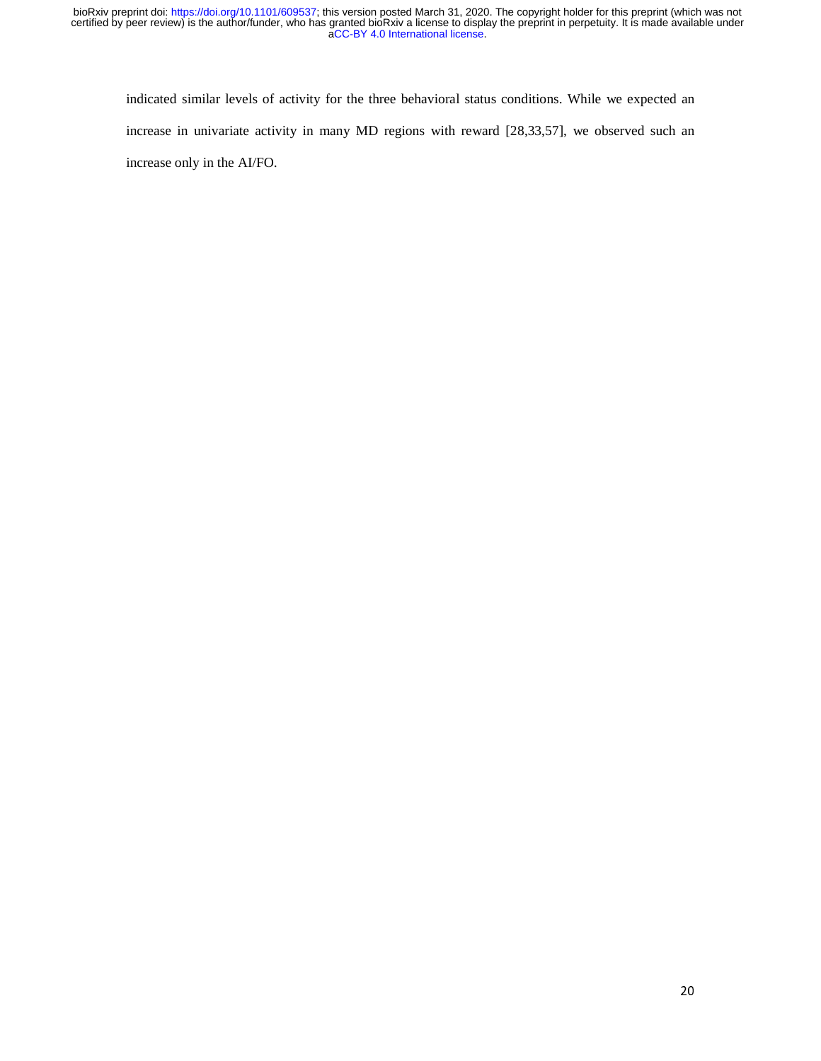indicated similar levels of activity for the three behavioral status conditions. While we expected an increase in univariate activity in many MD regions with reward [28,33,57], we observed such an increase only in the AI/FO.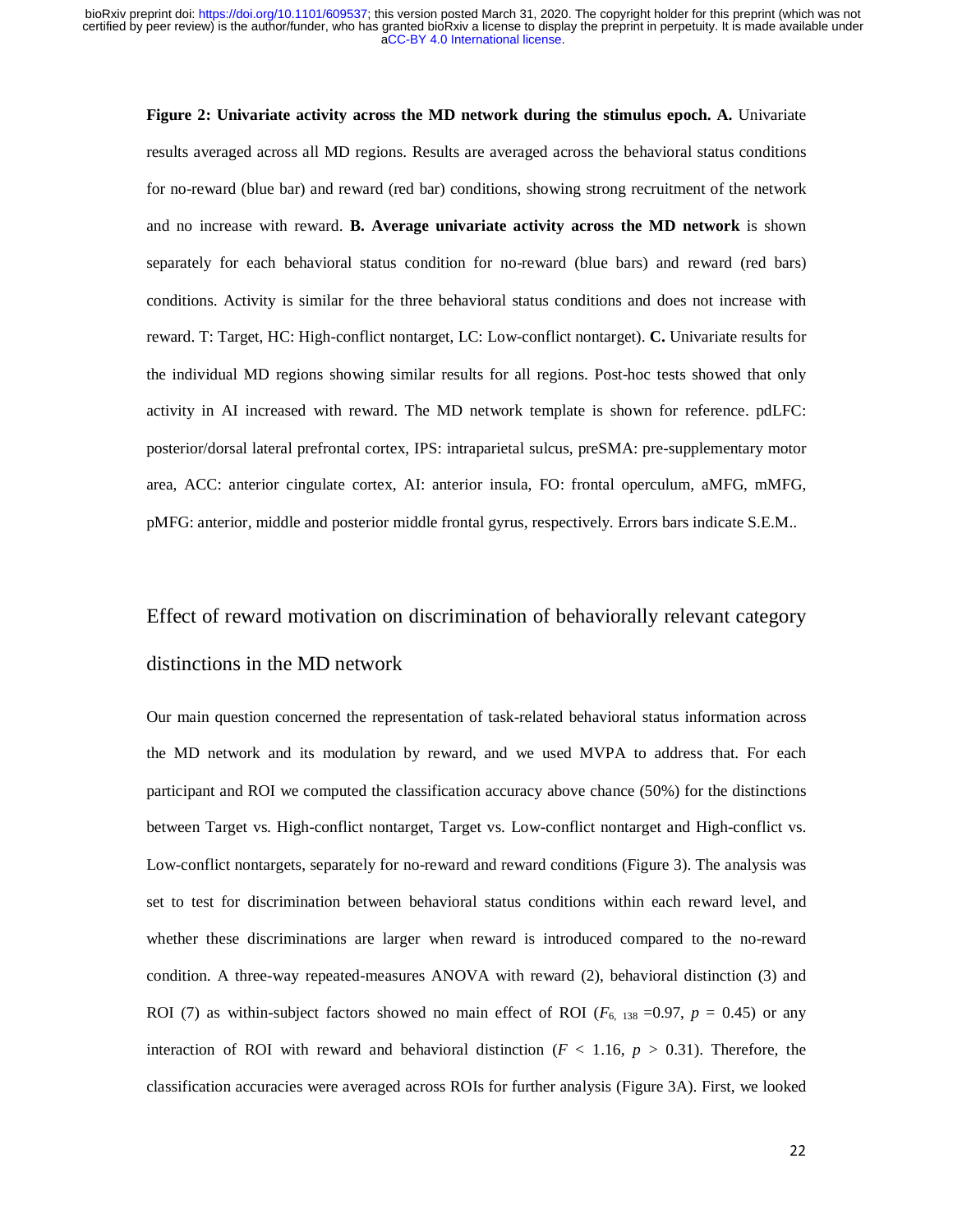**Figure 2: Univariate activity across the MD network during the stimulus epoch. A.** Univariate results averaged across all MD regions. Results are averaged across the behavioral status conditions for no-reward (blue bar) and reward (red bar) conditions, showing strong recruitment of the network and no increase with reward. **B. Average univariate activity across the MD network** is shown separately for each behavioral status condition for no-reward (blue bars) and reward (red bars) conditions. Activity is similar for the three behavioral status conditions and does not increase with reward. T: Target, HC: High-conflict nontarget, LC: Low-conflict nontarget). **C.** Univariate results for the individual MD regions showing similar results for all regions. Post-hoc tests showed that only activity in AI increased with reward. The MD network template is shown for reference. pdLFC: posterior/dorsal lateral prefrontal cortex, IPS: intraparietal sulcus, preSMA: pre-supplementary motor area, ACC: anterior cingulate cortex, AI: anterior insula, FO: frontal operculum, aMFG, mMFG, pMFG: anterior, middle and posterior middle frontal gyrus, respectively. Errors bars indicate S.E.M..

## Effect of reward motivation on discrimination of behaviorally relevant category distinctions in the MD network

Our main question concerned the representation of task-related behavioral status information across the MD network and its modulation by reward, and we used MVPA to address that. For each participant and ROI we computed the classification accuracy above chance (50%) for the distinctions between Target vs. High-conflict nontarget, Target vs. Low-conflict nontarget and High-conflict vs. Low-conflict nontargets, separately for no-reward and reward conditions (Figure 3). The analysis was set to test for discrimination between behavioral status conditions within each reward level, and whether these discriminations are larger when reward is introduced compared to the no-reward condition. A three-way repeated-measures ANOVA with reward (2), behavioral distinction (3) and ROI (7) as within-subject factors showed no main effect of ROI ($F_{6,\ 138}$ =0.97, $p$ = 0.45) or any interaction of ROI with reward and behavioral distinction ($F$ < 1.16, $p$ > 0.31). Therefore, the classification accuracies were averaged across ROIs for further analysis (Figure 3A). First, we looked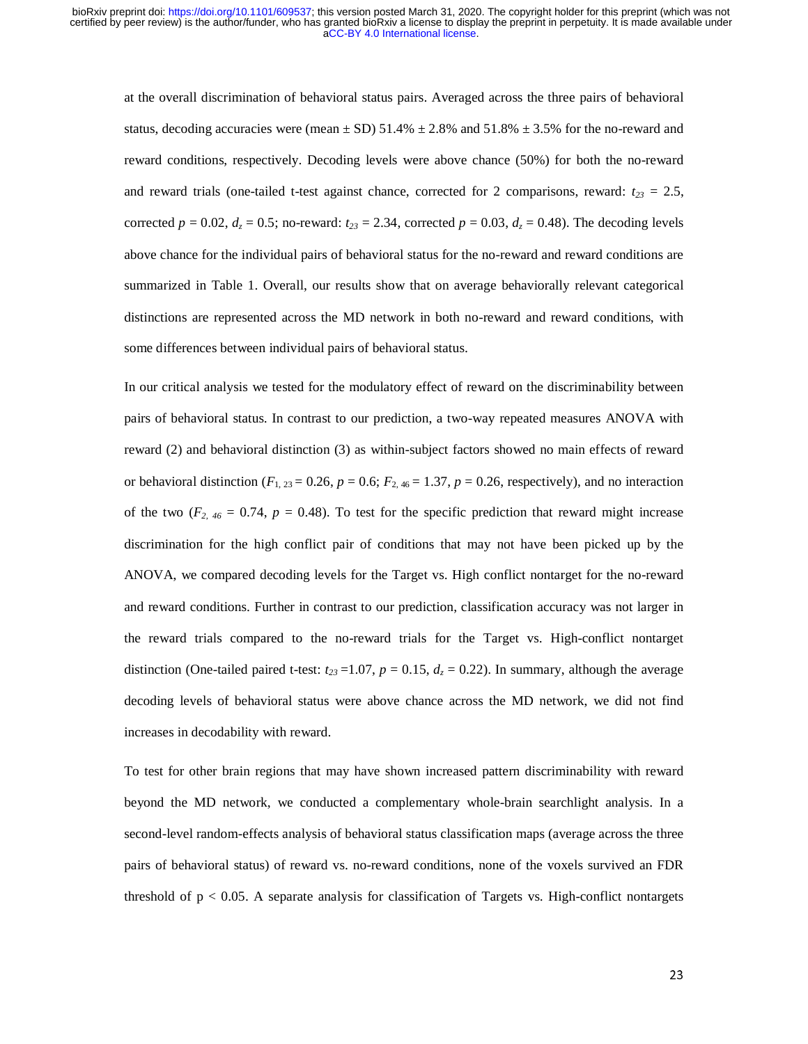at the overall discrimination of behavioral status pairs. Averaged across the three pairs of behavioral status, decoding accuracies were (mean ± SD) 51.4% ± 2.8% and 51.8% ± 3.5% for the no-reward and reward conditions, respectively. Decoding levels were above chance (50%) for both the no-reward and reward trials (one-tailed t-test against chance, corrected for 2 comparisons, reward: $t_{23}$ = 2.5, corrected $p$ = 0.02, $d_z$ = 0.5; no-reward: $t_{23}$ = 2.34, corrected $p$ = 0.03, $d_z$ = 0.48). The decoding levels above chance for the individual pairs of behavioral status for the no-reward and reward conditions are summarized in Table 1. Overall, our results show that on average behaviorally relevant categorical distinctions are represented across the MD network in both no-reward and reward conditions, with some differences between individual pairs of behavioral status.

In our critical analysis we tested for the modulatory effect of reward on the discriminability between pairs of behavioral status. In contrast to our prediction, a two-way repeated measures ANOVA with reward (2) and behavioral distinction (3) as within-subject factors showed no main effects of reward or behavioral distinction ($F_{1, 23}$ = 0.26, $p$ = 0.6; $F_{2, 46}$ = 1.37, $p$ = 0.26, respectively), and no interaction of the two ($F_{2, 46}$ = 0.74, $p$ = 0.48). To test for the specific prediction that reward might increase discrimination for the high conflict pair of conditions that may not have been picked up by the ANOVA, we compared decoding levels for the Target vs. High conflict nontarget for the no-reward and reward conditions. Further in contrast to our prediction, classification accuracy was not larger in the reward trials compared to the no-reward trials for the Target vs. High-conflict nontarget distinction (One-tailed paired t-test: $t_{23}$ =1.07, $p$ = 0.15, $d_z$ = 0.22). In summary, although the average decoding levels of behavioral status were above chance across the MD network, we did not find increases in decodability with reward.

To test for other brain regions that may have shown increased pattern discriminability with reward beyond the MD network, we conducted a complementary whole-brain searchlight analysis. In a second-level random-effects analysis of behavioral status classification maps (average across the three pairs of behavioral status) of reward vs. no-reward conditions, none of the voxels survived an FDR threshold of $p < 0.05$. A separate analysis for classification of Targets vs. High-conflict nontargets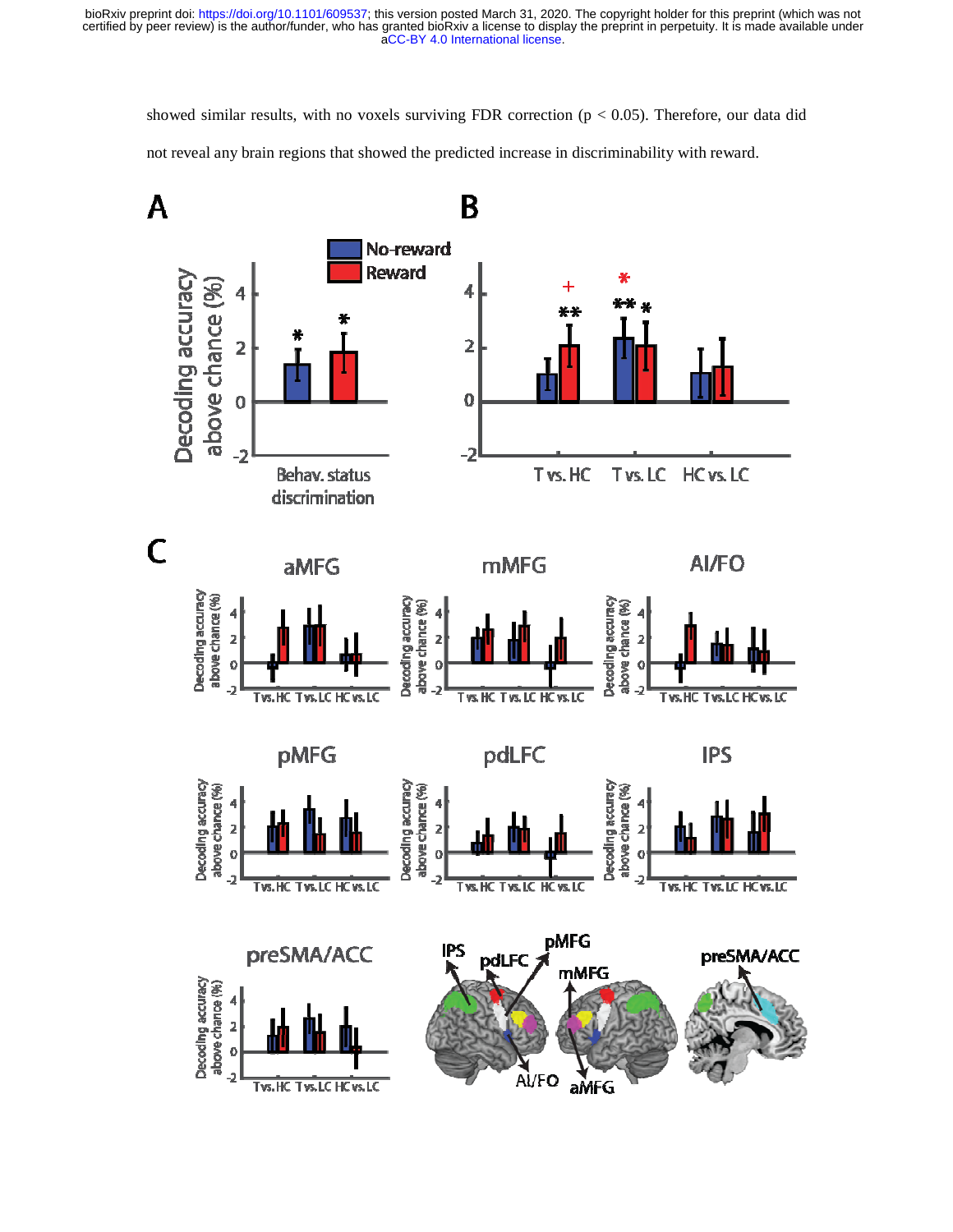showed similar results, with no voxels surviving FDR correction ($p < 0.05$). Therefore, our data did not reveal any brain regions that showed the predicted increase in discriminability with reward.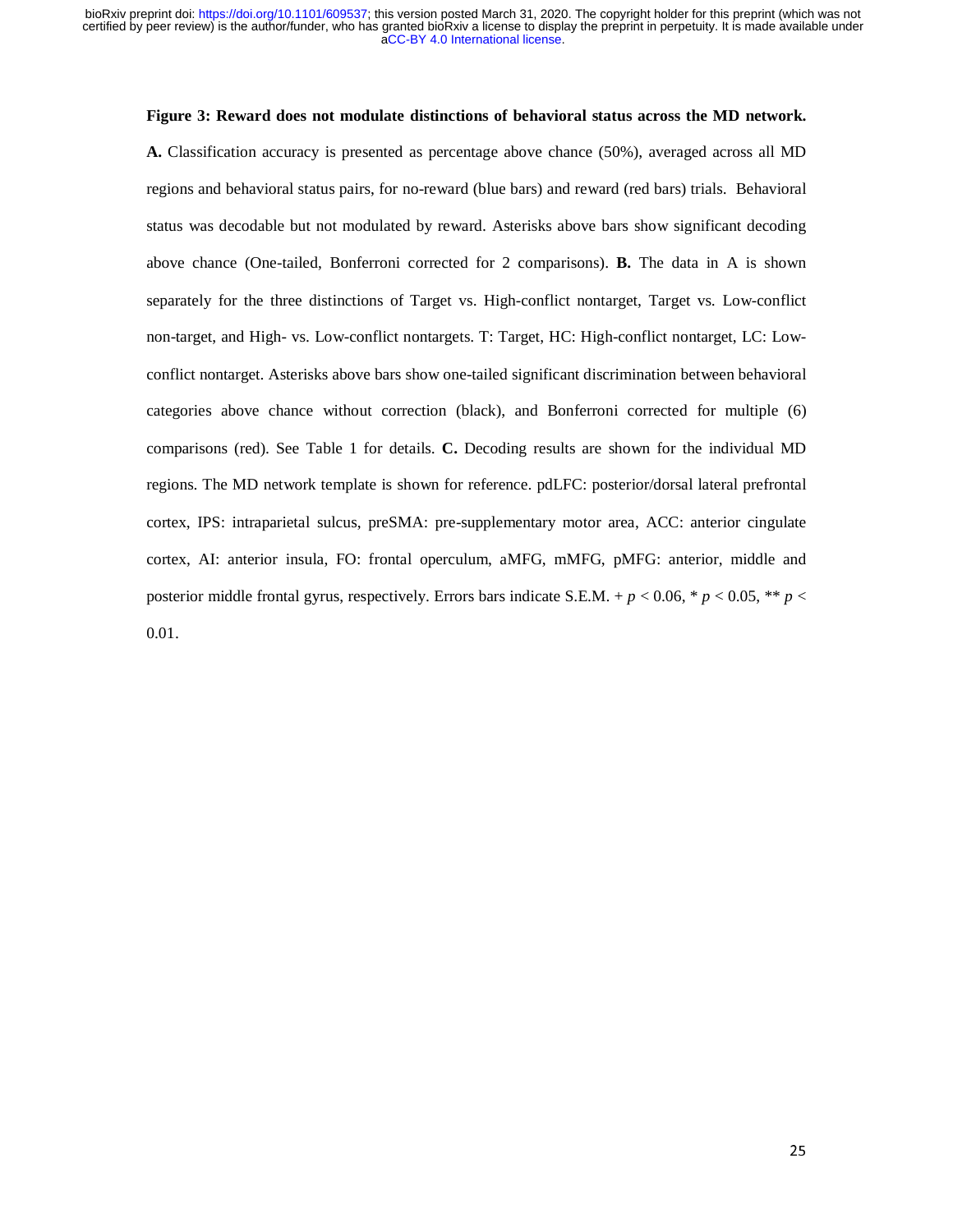**Figure 3: Reward does not modulate distinctions of behavioral status across the MD network.** **A.** Classification accuracy is presented as percentage above chance (50%), averaged across all MD regions and behavioral status pairs, for no-reward (blue bars) and reward (red bars) trials. Behavioral status was decodable but not modulated by reward. Asterisks above bars show significant decoding above chance (One-tailed, Bonferroni corrected for 2 comparisons). **B.** The data in A is shown separately for the three distinctions of Target vs. High-conflict nontarget, Target vs. Low-conflict non-target, and High- vs. Low-conflict nontargets. T: Target, HC: High-conflict nontarget, LC: Low-conflict nontarget. Asterisks above bars show one-tailed significant discrimination between behavioral categories above chance without correction (black), and Bonferroni corrected for multiple (6) comparisons (red). See Table 1 for details. **C.** Decoding results are shown for the individual MD regions. The MD network template is shown for reference. pdLFC: posterior/dorsal lateral prefrontal cortex, IPS: intraparietal sulcus, preSMA: pre-supplementary motor area, ACC: anterior cingulate cortex, AI: anterior insula, FO: frontal operculum, aMFG, mMFG, pMFG: anterior, middle and posterior middle frontal gyrus, respectively. Errors bars indicate S.E.M. + $p < 0.06$, * $p < 0.05$, ** $p < 0.01$.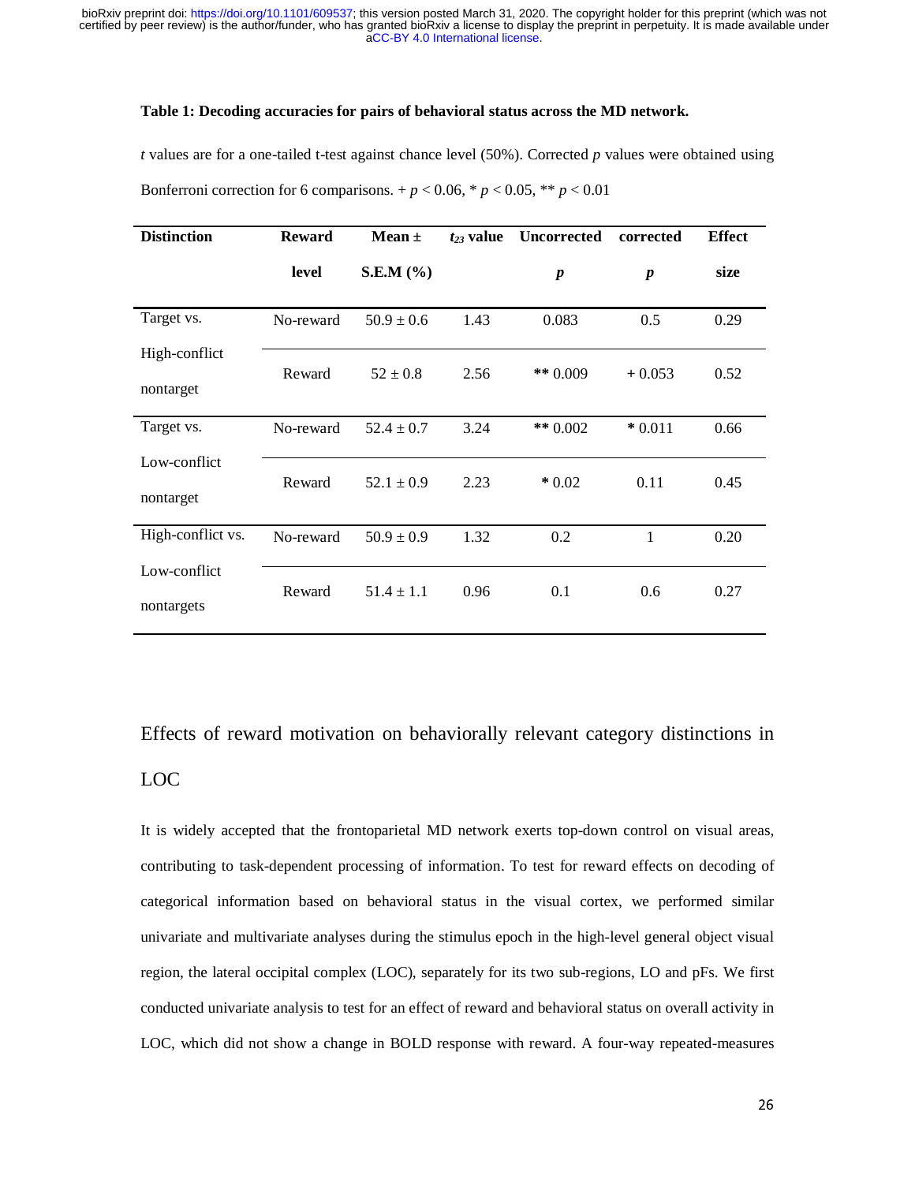**Table 1: Decoding accuracies for pairs of behavioral status across the MD network.**

*t* values are for a one-tailed t-test against chance level (50%). Corrected *p* values were obtained using Bonferroni correction for 6 comparisons. + $p < 0.06$, * $p < 0.05$, ** $p < 0.01$

| Distinction | Reward level | Mean ± S.E.M (%) | $t_{23}$ value | Uncorrected *p* | corrected *p* | Effect size |
|---|---|---|---|---|---|---|
| Target vs. High-conflict nontarget | No-reward | 50.9 ± 0.6 | 1.43 | 0.083 | 0.5 | 0.29 |
| | Reward | 52 ± 0.8 | 2.56 | ** 0.009 | + 0.053 | 0.52 |
| Target vs. Low-conflict nontarget | No-reward | 52.4 ± 0.7 | 3.24 | ** 0.002 | * 0.011 | 0.66 |
| | Reward | 52.1 ± 0.9 | 2.23 | * 0.02 | 0.11 | 0.45 |
| High-conflict vs. Low-conflict nontargets | No-reward | 50.9 ± 0.9 | 1.32 | 0.2 | 1 | 0.20 |
| | Reward | 51.4 ± 1.1 | 0.96 | 0.1 | 0.6 | 0.27 |

## Effects of reward motivation on behaviorally relevant category distinctions in LOC

It is widely accepted that the frontoparietal MD network exerts top-down control on visual areas, contributing to task-dependent processing of information. To test for reward effects on decoding of categorical information based on behavioral status in the visual cortex, we performed similar univariate and multivariate analyses during the stimulus epoch in the high-level general object visual region, the lateral occipital complex (LOC), separately for its two sub-regions, LO and pFs. We first conducted univariate analysis to test for an effect of reward and behavioral status on overall activity in LOC, which did not show a change in BOLD response with reward. A four-way repeated-measures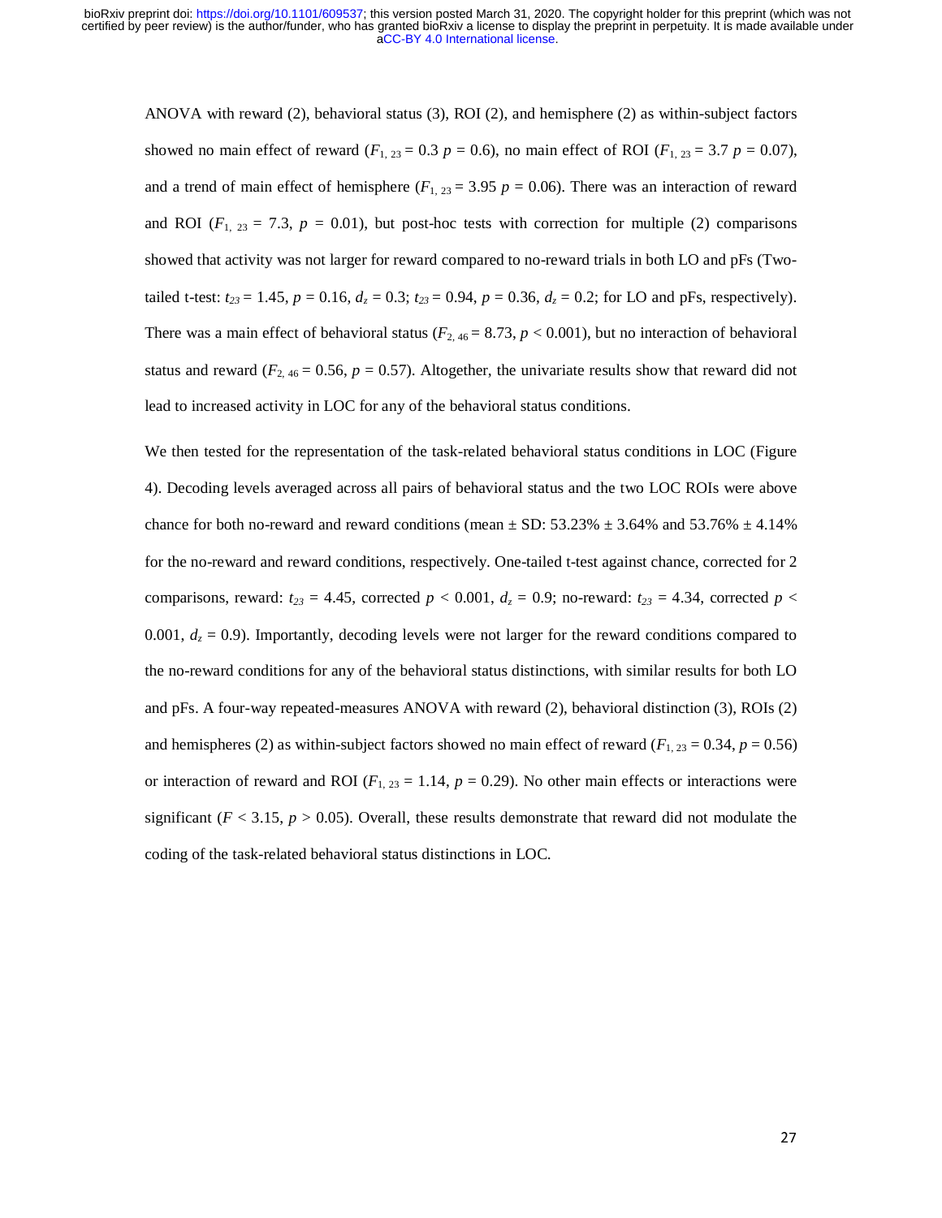ANOVA with reward (2), behavioral status (3), ROI (2), and hemisphere (2) as within-subject factors showed no main effect of reward ($F_{1,\ 23} = 0.3$ $p = 0.6$), no main effect of ROI ($F_{1,\ 23} = 3.7$ $p = 0.07$), and a trend of main effect of hemisphere ($F_{1,\ 23} = 3.95$ $p = 0.06$). There was an interaction of reward and ROI ($F_{1,\ 23} = 7.3$, $p = 0.01$), but post-hoc tests with correction for multiple (2) comparisons showed that activity was not larger for reward compared to no-reward trials in both LO and pFs (Two-tailed t-test: $t_{23} = 1.45$, $p = 0.16$, $d_z = 0.3$; $t_{23} = 0.94$, $p = 0.36$, $d_z = 0.2$; for LO and pFs, respectively). There was a main effect of behavioral status ($F_{2,\ 46} = 8.73$, $p < 0.001$), but no interaction of behavioral status and reward ($F_{2,\ 46} = 0.56$, $p = 0.57$). Altogether, the univariate results show that reward did not lead to increased activity in LOC for any of the behavioral status conditions.

We then tested for the representation of the task-related behavioral status conditions in LOC (Figure 4). Decoding levels averaged across all pairs of behavioral status and the two LOC ROIs were above chance for both no-reward and reward conditions (mean ± SD: 53.23% ± 3.64% and 53.76% ± 4.14% for the no-reward and reward conditions, respectively. One-tailed t-test against chance, corrected for 2 comparisons, reward: $t_{23} = 4.45$, corrected $p < 0.001$, $d_z = 0.9$; no-reward: $t_{23} = 4.34$, corrected $p < 0.001$, $d_z = 0.9$). Importantly, decoding levels were not larger for the reward conditions compared to the no-reward conditions for any of the behavioral status distinctions, with similar results for both LO and pFs. A four-way repeated-measures ANOVA with reward (2), behavioral distinction (3), ROIs (2) and hemispheres (2) as within-subject factors showed no main effect of reward ($F_{1,\ 23} = 0.34$, $p = 0.56$) or interaction of reward and ROI ($F_{1,\ 23} = 1.14$, $p = 0.29$). No other main effects or interactions were significant ($F < 3.15$, $p > 0.05$). Overall, these results demonstrate that reward did not modulate the coding of the task-related behavioral status distinctions in LOC.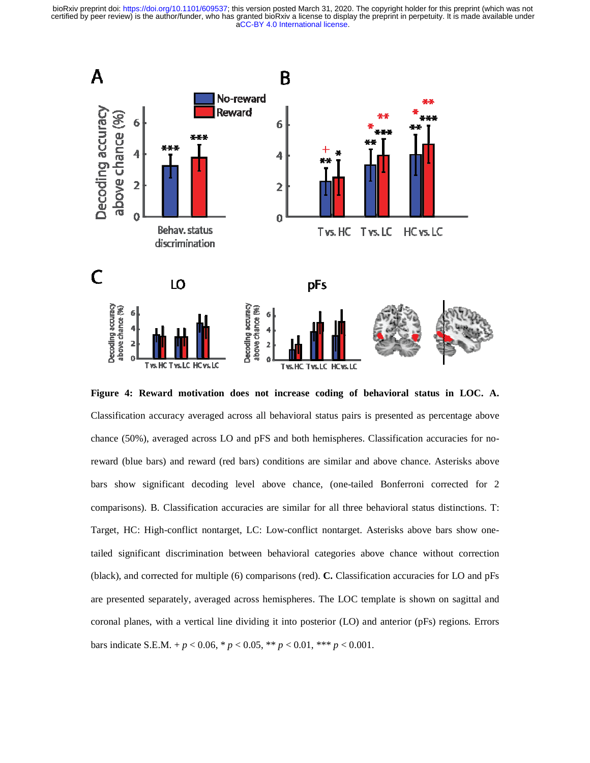**Figure 4: Reward motivation does not increase coding of behavioral status in LOC. A.** Classification accuracy averaged across all behavioral status pairs is presented as percentage above chance (50%), averaged across LO and pFS and both hemispheres. Classification accuracies for no-reward (blue bars) and reward (red bars) conditions are similar and above chance. Asterisks above bars show significant decoding level above chance, (one-tailed Bonferroni corrected for 2 comparisons). B. Classification accuracies are similar for all three behavioral status distinctions. T: Target, HC: High-conflict nontarget, LC: Low-conflict nontarget. Asterisks above bars show one-tailed significant discrimination between behavioral categories above chance without correction (black), and corrected for multiple (6) comparisons (red). **C.** Classification accuracies for LO and pFs are presented separately, averaged across hemispheres. The LOC template is shown on sagittal and coronal planes, with a vertical line dividing it into posterior (LO) and anterior (pFs) regions. Errors bars indicate S.E.M. + $p < 0.06$, * $p < 0.05$, ** $p < 0.01$, *** $p < 0.001$.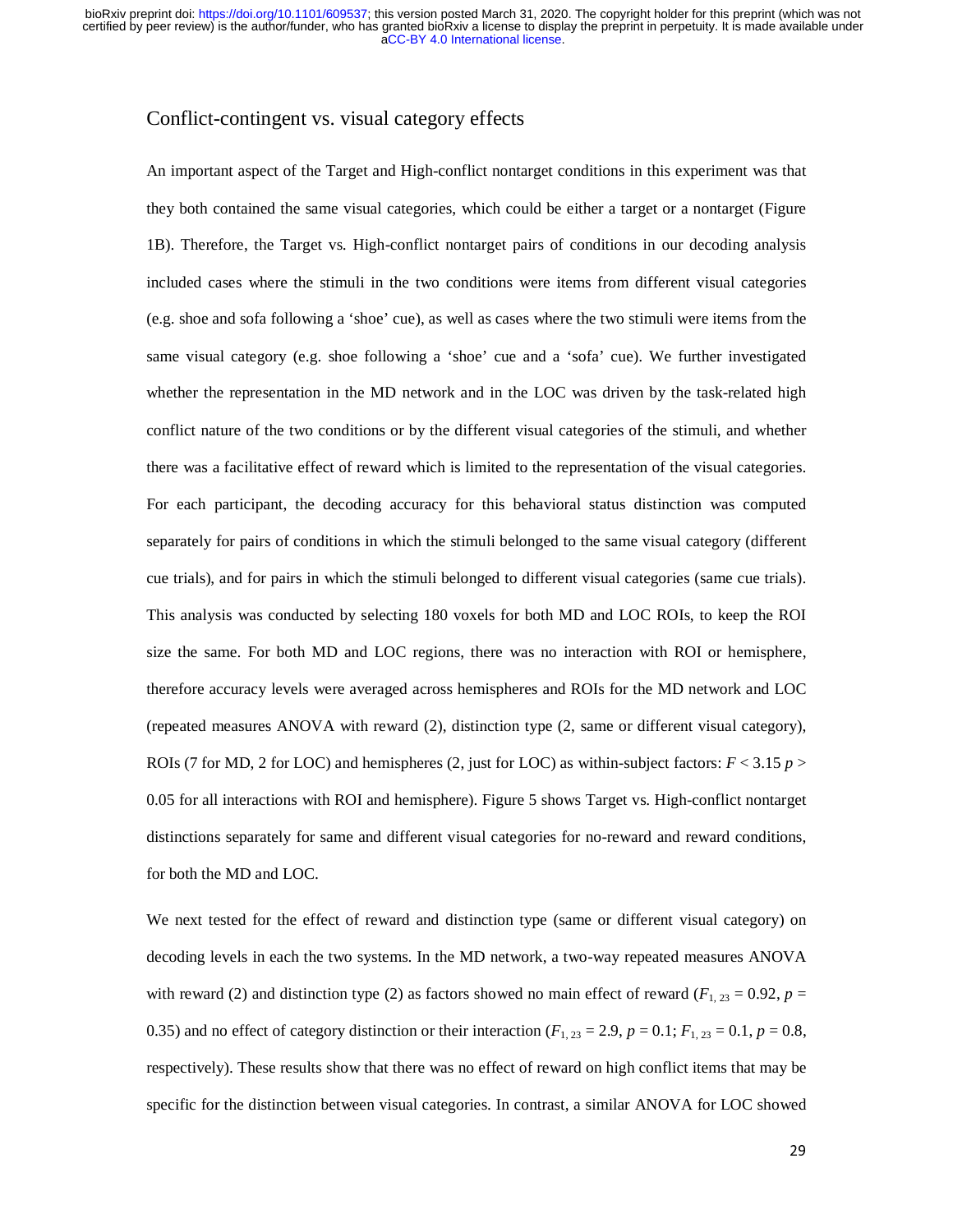## Conflict-contingent vs. visual category effects

An important aspect of the Target and High-conflict nontarget conditions in this experiment was that they both contained the same visual categories, which could be either a target or a nontarget (Figure 1B). Therefore, the Target vs. High-conflict nontarget pairs of conditions in our decoding analysis included cases where the stimuli in the two conditions were items from different visual categories (e.g. shoe and sofa following a 'shoe' cue), as well as cases where the two stimuli were items from the same visual category (e.g. shoe following a 'shoe' cue and a 'sofa' cue). We further investigated whether the representation in the MD network and in the LOC was driven by the task-related high conflict nature of the two conditions or by the different visual categories of the stimuli, and whether there was a facilitative effect of reward which is limited to the representation of the visual categories. For each participant, the decoding accuracy for this behavioral status distinction was computed separately for pairs of conditions in which the stimuli belonged to the same visual category (different cue trials), and for pairs in which the stimuli belonged to different visual categories (same cue trials). This analysis was conducted by selecting 180 voxels for both MD and LOC ROIs, to keep the ROI size the same. For both MD and LOC regions, there was no interaction with ROI or hemisphere, therefore accuracy levels were averaged across hemispheres and ROIs for the MD network and LOC (repeated measures ANOVA with reward (2), distinction type (2, same or different visual category), ROIs (7 for MD, 2 for LOC) and hemispheres (2, just for LOC) as within-subject factors: $F < 3.15$ $p > 0.05$ for all interactions with ROI and hemisphere). Figure 5 shows Target vs. High-conflict nontarget distinctions separately for same and different visual categories for no-reward and reward conditions, for both the MD and LOC.

We next tested for the effect of reward and distinction type (same or different visual category) on decoding levels in each the two systems. In the MD network, a two-way repeated measures ANOVA with reward (2) and distinction type (2) as factors showed no main effect of reward ($F_{1, 23} = 0.92$, $p = 0.35$) and no effect of category distinction or their interaction ($F_{1, 23} = 2.9$, $p = 0.1$; $F_{1, 23} = 0.1$, $p = 0.8$, respectively). These results show that there was no effect of reward on high conflict items that may be specific for the distinction between visual categories. In contrast, a similar ANOVA for LOC showed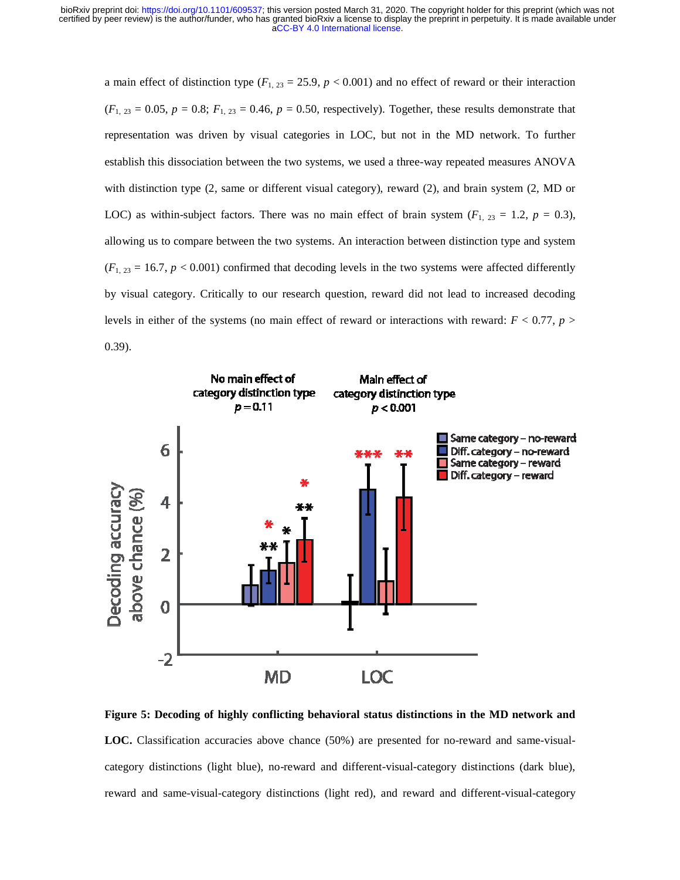a main effect of distinction type ($F_{1,\ 23}$ = 25.9, $p$ < 0.001) and no effect of reward or their interaction ($F_{1,\ 23}$ = 0.05, $p$ = 0.8; $F_{1,\ 23}$ = 0.46, $p$ = 0.50, respectively). Together, these results demonstrate that representation was driven by visual categories in LOC, but not in the MD network. To further establish this dissociation between the two systems, we used a three-way repeated measures ANOVA with distinction type (2, same or different visual category), reward (2), and brain system (2, MD or LOC) as within-subject factors. There was no main effect of brain system ($F_{1,\ 23}$ = 1.2, $p$ = 0.3), allowing us to compare between the two systems. An interaction between distinction type and system ($F_{1,\ 23}$ = 16.7, $p$ < 0.001) confirmed that decoding levels in the two systems were affected differently by visual category. Critically to our research question, reward did not lead to increased decoding levels in either of the systems (no main effect of reward or interactions with reward: $F$ < 0.77, $p$ > 0.39).

**Figure 5: Decoding of highly conflicting behavioral status distinctions in the MD network and LOC.** Classification accuracies above chance (50%) are presented for no-reward and same-visual-category distinctions (light blue), no-reward and different-visual-category distinctions (dark blue), reward and same-visual-category distinctions (light red), and reward and different-visual-category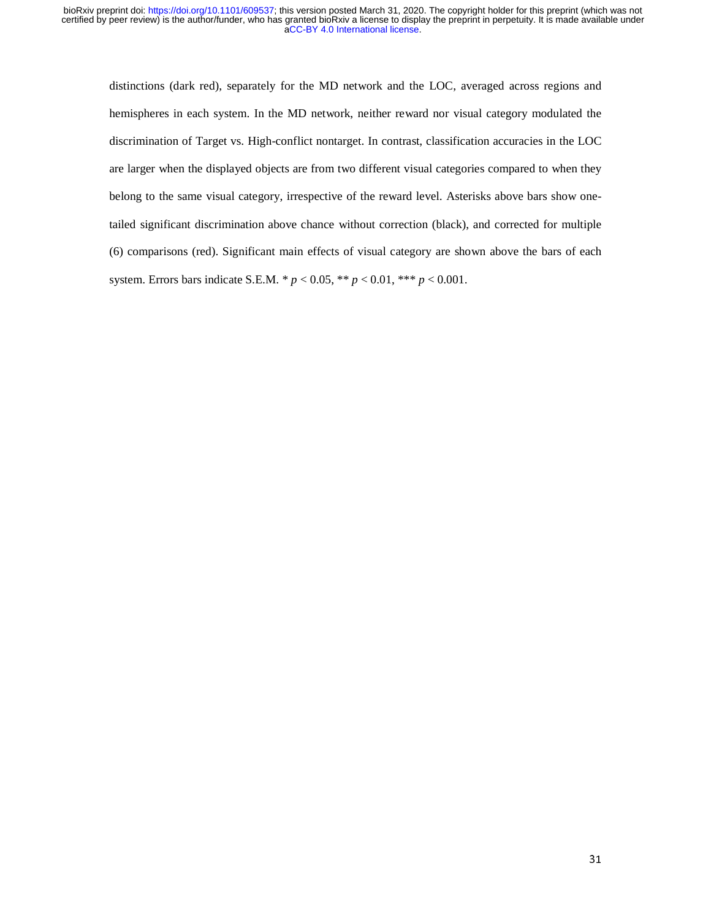distinctions (dark red), separately for the MD network and the LOC, averaged across regions and hemispheres in each system. In the MD network, neither reward nor visual category modulated the discrimination of Target vs. High-conflict nontarget. In contrast, classification accuracies in the LOC are larger when the displayed objects are from two different visual categories compared to when they belong to the same visual category, irrespective of the reward level. Asterisks above bars show one-tailed significant discrimination above chance without correction (black), and corrected for multiple (6) comparisons (red). Significant main effects of visual category are shown above the bars of each system. Errors bars indicate S.E.M. * $p < 0.05$, ** $p < 0.01$, *** $p < 0.001$.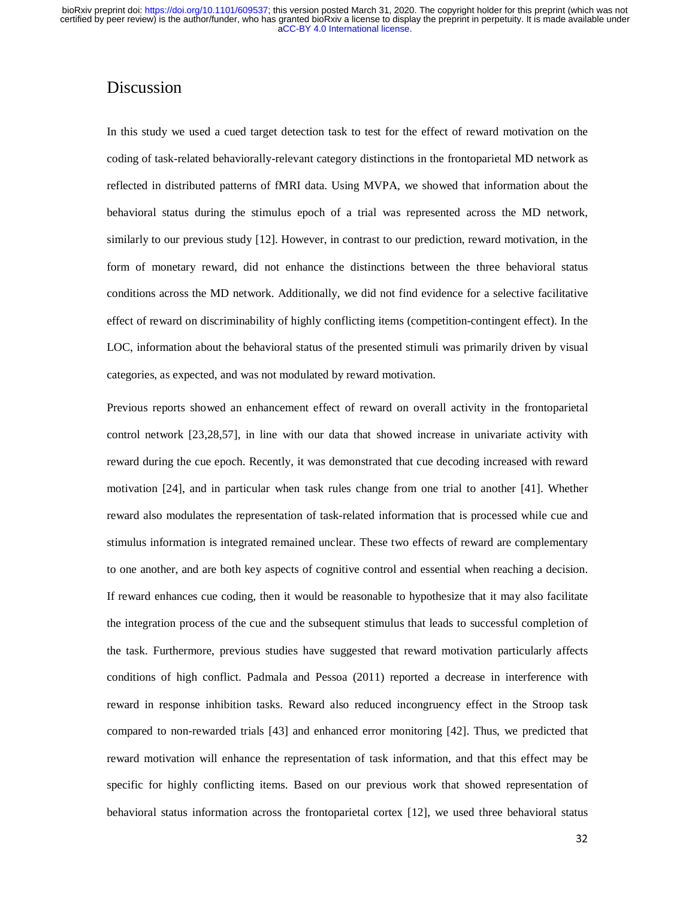# Discussion

In this study we used a cued target detection task to test for the effect of reward motivation on the coding of task-related behaviorally-relevant category distinctions in the frontoparietal MD network as reflected in distributed patterns of fMRI data. Using MVPA, we showed that information about the behavioral status during the stimulus epoch of a trial was represented across the MD network, similarly to our previous study [12]. However, in contrast to our prediction, reward motivation, in the form of monetary reward, did not enhance the distinctions between the three behavioral status conditions across the MD network. Additionally, we did not find evidence for a selective facilitative effect of reward on discriminability of highly conflicting items (competition-contingent effect). In the LOC, information about the behavioral status of the presented stimuli was primarily driven by visual categories, as expected, and was not modulated by reward motivation.

Previous reports showed an enhancement effect of reward on overall activity in the frontoparietal control network [23,28,57], in line with our data that showed increase in univariate activity with reward during the cue epoch. Recently, it was demonstrated that cue decoding increased with reward motivation [24], and in particular when task rules change from one trial to another [41]. Whether reward also modulates the representation of task-related information that is processed while cue and stimulus information is integrated remained unclear. These two effects of reward are complementary to one another, and are both key aspects of cognitive control and essential when reaching a decision. If reward enhances cue coding, then it would be reasonable to hypothesize that it may also facilitate the integration process of the cue and the subsequent stimulus that leads to successful completion of the task. Furthermore, previous studies have suggested that reward motivation particularly affects conditions of high conflict. Padmala and Pessoa (2011) reported a decrease in interference with reward in response inhibition tasks. Reward also reduced incongruency effect in the Stroop task compared to non-rewarded trials [43] and enhanced error monitoring [42]. Thus, we predicted that reward motivation will enhance the representation of task information, and that this effect may be specific for highly conflicting items. Based on our previous work that showed representation of behavioral status information across the frontoparietal cortex [12], we used three behavioral status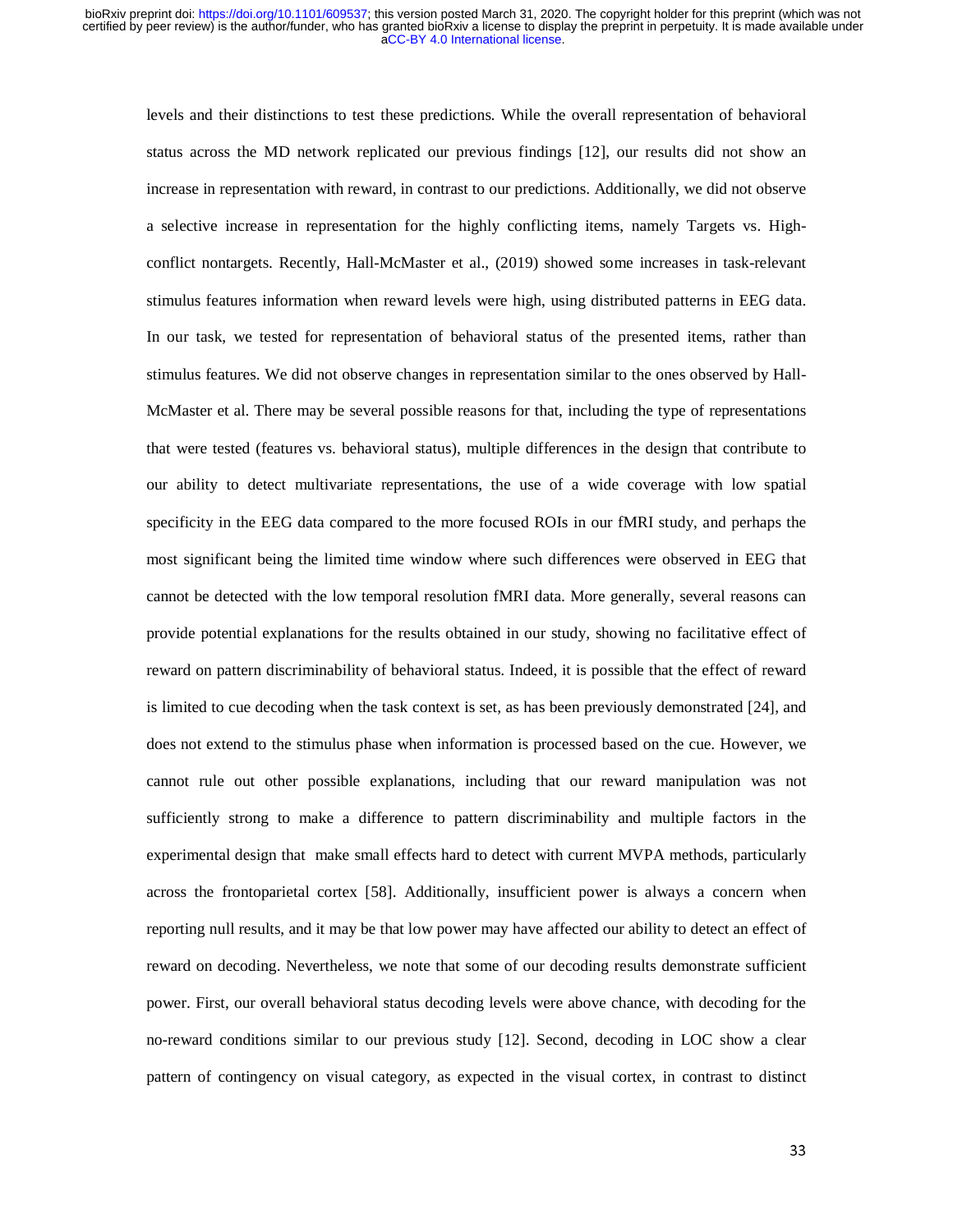levels and their distinctions to test these predictions. While the overall representation of behavioral status across the MD network replicated our previous findings [12], our results did not show an increase in representation with reward, in contrast to our predictions. Additionally, we did not observe a selective increase in representation for the highly conflicting items, namely Targets vs. High-conflict nontargets. Recently, Hall-McMaster et al., (2019) showed some increases in task-relevant stimulus features information when reward levels were high, using distributed patterns in EEG data. In our task, we tested for representation of behavioral status of the presented items, rather than stimulus features. We did not observe changes in representation similar to the ones observed by Hall-McMaster et al. There may be several possible reasons for that, including the type of representations that were tested (features vs. behavioral status), multiple differences in the design that contribute to our ability to detect multivariate representations, the use of a wide coverage with low spatial specificity in the EEG data compared to the more focused ROIs in our fMRI study, and perhaps the most significant being the limited time window where such differences were observed in EEG that cannot be detected with the low temporal resolution fMRI data. More generally, several reasons can provide potential explanations for the results obtained in our study, showing no facilitative effect of reward on pattern discriminability of behavioral status. Indeed, it is possible that the effect of reward is limited to cue decoding when the task context is set, as has been previously demonstrated [24], and does not extend to the stimulus phase when information is processed based on the cue. However, we cannot rule out other possible explanations, including that our reward manipulation was not sufficiently strong to make a difference to pattern discriminability and multiple factors in the experimental design that make small effects hard to detect with current MVPA methods, particularly across the frontoparietal cortex [58]. Additionally, insufficient power is always a concern when reporting null results, and it may be that low power may have affected our ability to detect an effect of reward on decoding. Nevertheless, we note that some of our decoding results demonstrate sufficient power. First, our overall behavioral status decoding levels were above chance, with decoding for the no-reward conditions similar to our previous study [12]. Second, decoding in LOC show a clear pattern of contingency on visual category, as expected in the visual cortex, in contrast to distinct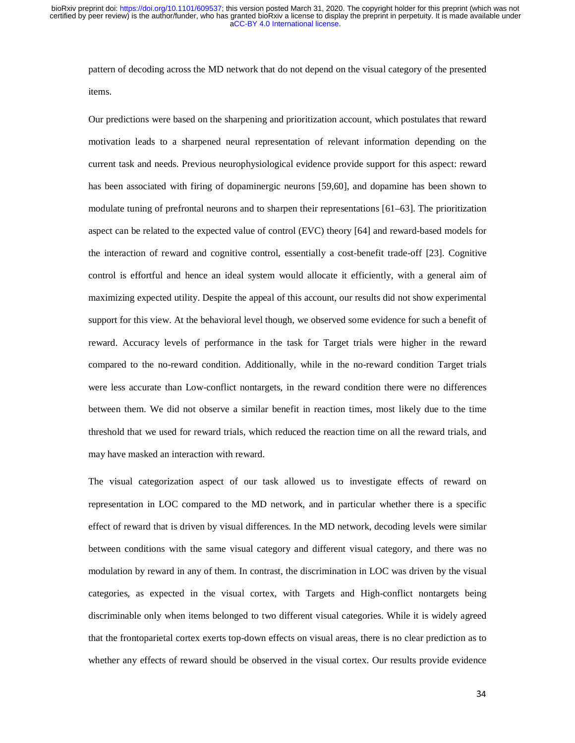pattern of decoding across the MD network that do not depend on the visual category of the presented items.

Our predictions were based on the sharpening and prioritization account, which postulates that reward motivation leads to a sharpened neural representation of relevant information depending on the current task and needs. Previous neurophysiological evidence provide support for this aspect: reward has been associated with firing of dopaminergic neurons [59,60], and dopamine has been shown to modulate tuning of prefrontal neurons and to sharpen their representations [61–63]. The prioritization aspect can be related to the expected value of control (EVC) theory [64] and reward-based models for the interaction of reward and cognitive control, essentially a cost-benefit trade-off [23]. Cognitive control is effortful and hence an ideal system would allocate it efficiently, with a general aim of maximizing expected utility. Despite the appeal of this account, our results did not show experimental support for this view. At the behavioral level though, we observed some evidence for such a benefit of reward. Accuracy levels of performance in the task for Target trials were higher in the reward compared to the no-reward condition. Additionally, while in the no-reward condition Target trials were less accurate than Low-conflict nontargets, in the reward condition there were no differences between them. We did not observe a similar benefit in reaction times, most likely due to the time threshold that we used for reward trials, which reduced the reaction time on all the reward trials, and may have masked an interaction with reward.

The visual categorization aspect of our task allowed us to investigate effects of reward on representation in LOC compared to the MD network, and in particular whether there is a specific effect of reward that is driven by visual differences. In the MD network, decoding levels were similar between conditions with the same visual category and different visual category, and there was no modulation by reward in any of them. In contrast, the discrimination in LOC was driven by the visual categories, as expected in the visual cortex, with Targets and High-conflict nontargets being discriminable only when items belonged to two different visual categories. While it is widely agreed that the frontoparietal cortex exerts top-down effects on visual areas, there is no clear prediction as to whether any effects of reward should be observed in the visual cortex. Our results provide evidence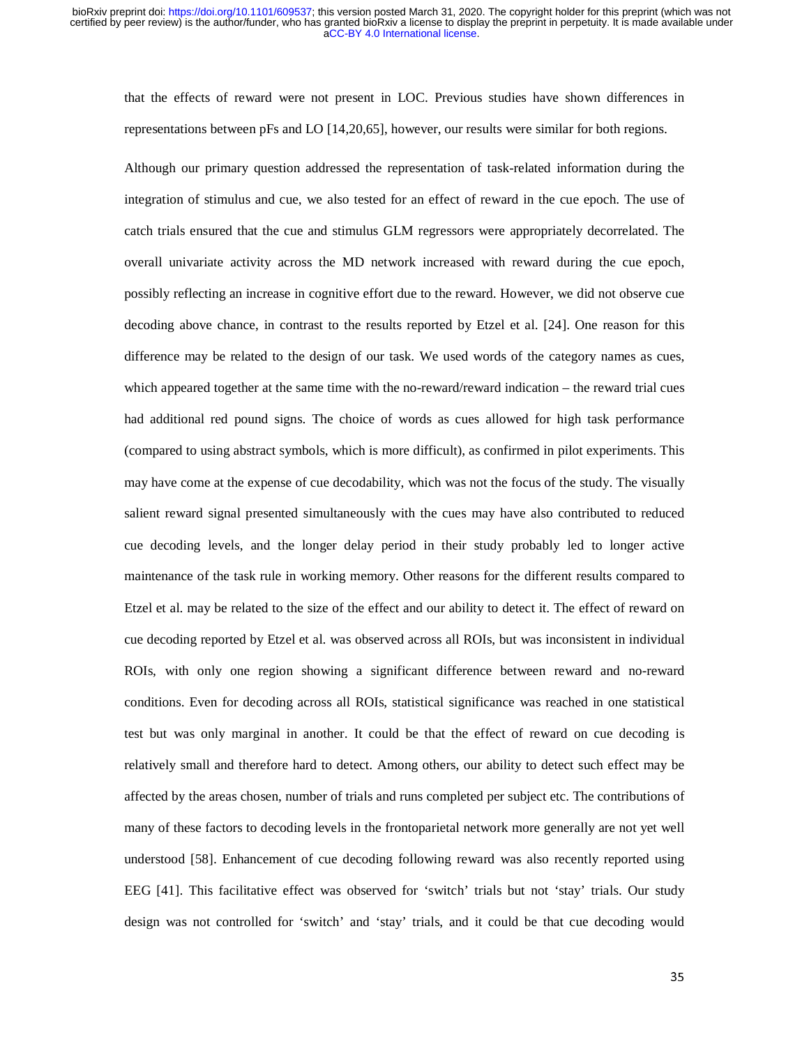that the effects of reward were not present in LOC. Previous studies have shown differences in representations between pFs and LO [14,20,65], however, our results were similar for both regions.

Although our primary question addressed the representation of task-related information during the integration of stimulus and cue, we also tested for an effect of reward in the cue epoch. The use of catch trials ensured that the cue and stimulus GLM regressors were appropriately decorrelated. The overall univariate activity across the MD network increased with reward during the cue epoch, possibly reflecting an increase in cognitive effort due to the reward. However, we did not observe cue decoding above chance, in contrast to the results reported by Etzel et al. [24]. One reason for this difference may be related to the design of our task. We used words of the category names as cues, which appeared together at the same time with the no-reward/reward indication – the reward trial cues had additional red pound signs. The choice of words as cues allowed for high task performance (compared to using abstract symbols, which is more difficult), as confirmed in pilot experiments. This may have come at the expense of cue decodability, which was not the focus of the study. The visually salient reward signal presented simultaneously with the cues may have also contributed to reduced cue decoding levels, and the longer delay period in their study probably led to longer active maintenance of the task rule in working memory. Other reasons for the different results compared to Etzel et al. may be related to the size of the effect and our ability to detect it. The effect of reward on cue decoding reported by Etzel et al. was observed across all ROIs, but was inconsistent in individual ROIs, with only one region showing a significant difference between reward and no-reward conditions. Even for decoding across all ROIs, statistical significance was reached in one statistical test but was only marginal in another. It could be that the effect of reward on cue decoding is relatively small and therefore hard to detect. Among others, our ability to detect such effect may be affected by the areas chosen, number of trials and runs completed per subject etc. The contributions of many of these factors to decoding levels in the frontoparietal network more generally are not yet well understood [58]. Enhancement of cue decoding following reward was also recently reported using EEG [41]. This facilitative effect was observed for 'switch' trials but not 'stay' trials. Our study design was not controlled for 'switch' and 'stay' trials, and it could be that cue decoding would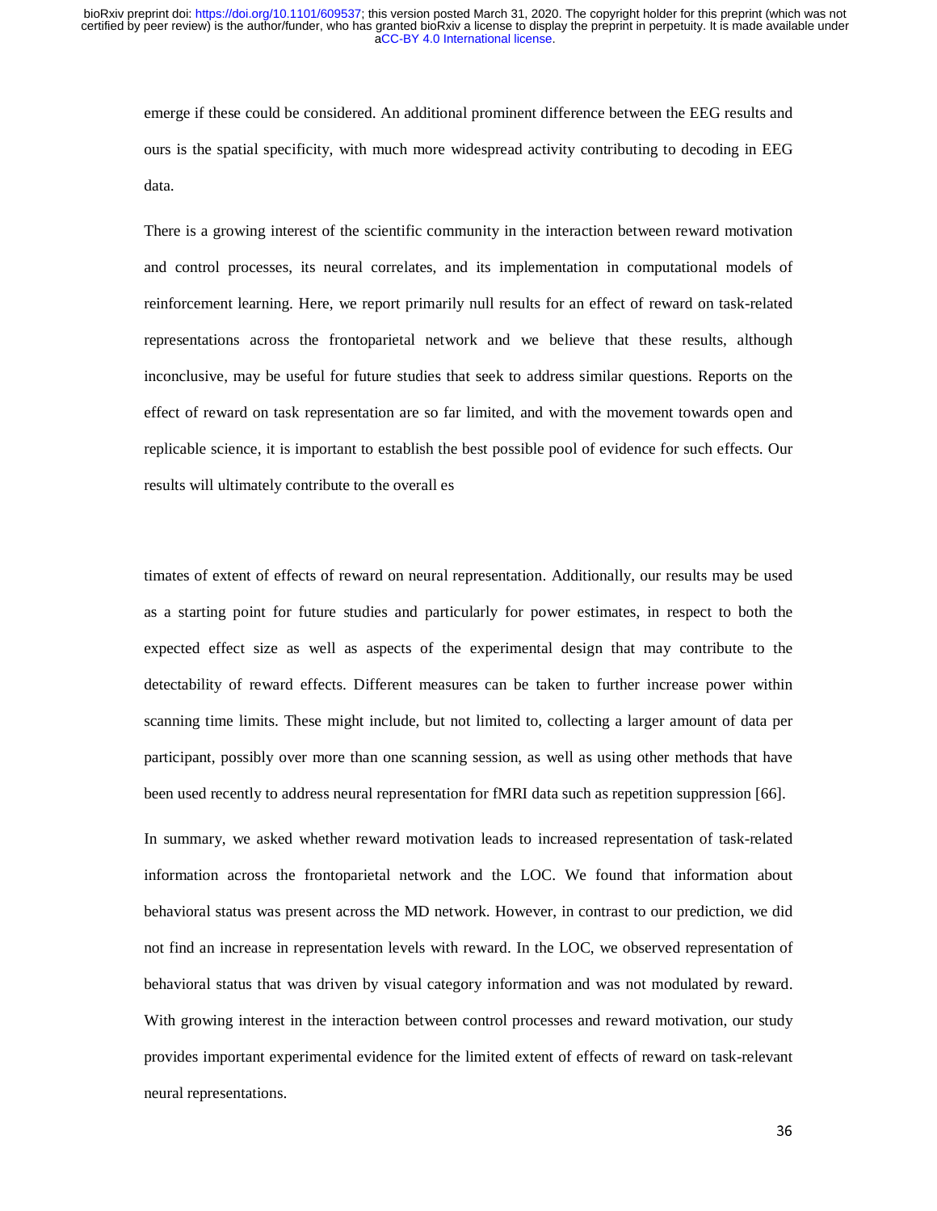emerge if these could be considered. An additional prominent difference between the EEG results and ours is the spatial specificity, with much more widespread activity contributing to decoding in EEG data.

There is a growing interest of the scientific community in the interaction between reward motivation and control processes, its neural correlates, and its implementation in computational models of reinforcement learning. Here, we report primarily null results for an effect of reward on task-related representations across the frontoparietal network and we believe that these results, although inconclusive, may be useful for future studies that seek to address similar questions. Reports on the effect of reward on task representation are so far limited, and with the movement towards open and replicable science, it is important to establish the best possible pool of evidence for such effects. Our results will ultimately contribute to the overall es

timates of extent of effects of reward on neural representation. Additionally, our results may be used as a starting point for future studies and particularly for power estimates, in respect to both the expected effect size as well as aspects of the experimental design that may contribute to the detectability of reward effects. Different measures can be taken to further increase power within scanning time limits. These might include, but not limited to, collecting a larger amount of data per participant, possibly over more than one scanning session, as well as using other methods that have been used recently to address neural representation for fMRI data such as repetition suppression [66].

In summary, we asked whether reward motivation leads to increased representation of task-related information across the frontoparietal network and the LOC. We found that information about behavioral status was present across the MD network. However, in contrast to our prediction, we did not find an increase in representation levels with reward. In the LOC, we observed representation of behavioral status that was driven by visual category information and was not modulated by reward. With growing interest in the interaction between control processes and reward motivation, our study provides important experimental evidence for the limited extent of effects of reward on task-relevant neural representations.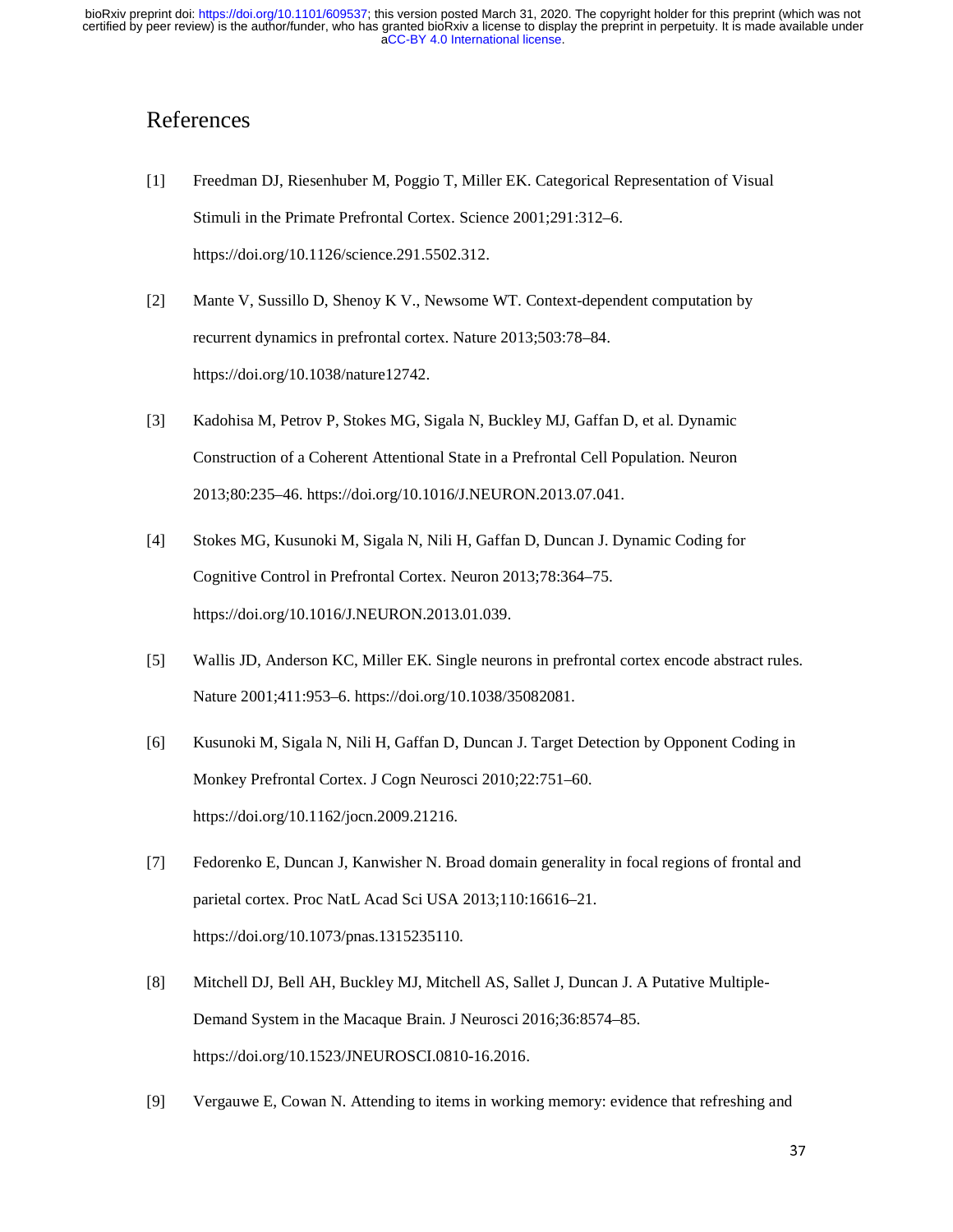# References

[1] Freedman DJ, Riesenhuber M, Poggio T, Miller EK. Categorical Representation of Visual Stimuli in the Primate Prefrontal Cortex. Science 2001;291:312–6. https://doi.org/10.1126/science.291.5502.312.

[2] Mante V, Sussillo D, Shenoy K V., Newsome WT. Context-dependent computation by recurrent dynamics in prefrontal cortex. Nature 2013;503:78–84. https://doi.org/10.1038/nature12742.

[3] Kadohisa M, Petrov P, Stokes MG, Sigala N, Buckley MJ, Gaffan D, et al. Dynamic Construction of a Coherent Attentional State in a Prefrontal Cell Population. Neuron 2013;80:235–46. https://doi.org/10.1016/J.NEURON.2013.07.041.

[4] Stokes MG, Kusunoki M, Sigala N, Nili H, Gaffan D, Duncan J. Dynamic Coding for Cognitive Control in Prefrontal Cortex. Neuron 2013;78:364–75. https://doi.org/10.1016/J.NEURON.2013.01.039.

[5] Wallis JD, Anderson KC, Miller EK. Single neurons in prefrontal cortex encode abstract rules. Nature 2001;411:953–6. https://doi.org/10.1038/35082081.

[6] Kusunoki M, Sigala N, Nili H, Gaffan D, Duncan J. Target Detection by Opponent Coding in Monkey Prefrontal Cortex. J Cogn Neurosci 2010;22:751–60. https://doi.org/10.1162/jocn.2009.21216.

[7] Fedorenko E, Duncan J, Kanwisher N. Broad domain generality in focal regions of frontal and parietal cortex. Proc NatL Acad Sci USA 2013;110:16616–21. https://doi.org/10.1073/pnas.1315235110.

[8] Mitchell DJ, Bell AH, Buckley MJ, Mitchell AS, Sallet J, Duncan J. A Putative Multiple-Demand System in the Macaque Brain. J Neurosci 2016;36:8574–85. https://doi.org/10.1523/JNEUROSCI.0810-16.2016.

[9] Vergauwe E, Cowan N. Attending to items in working memory: evidence that refreshing and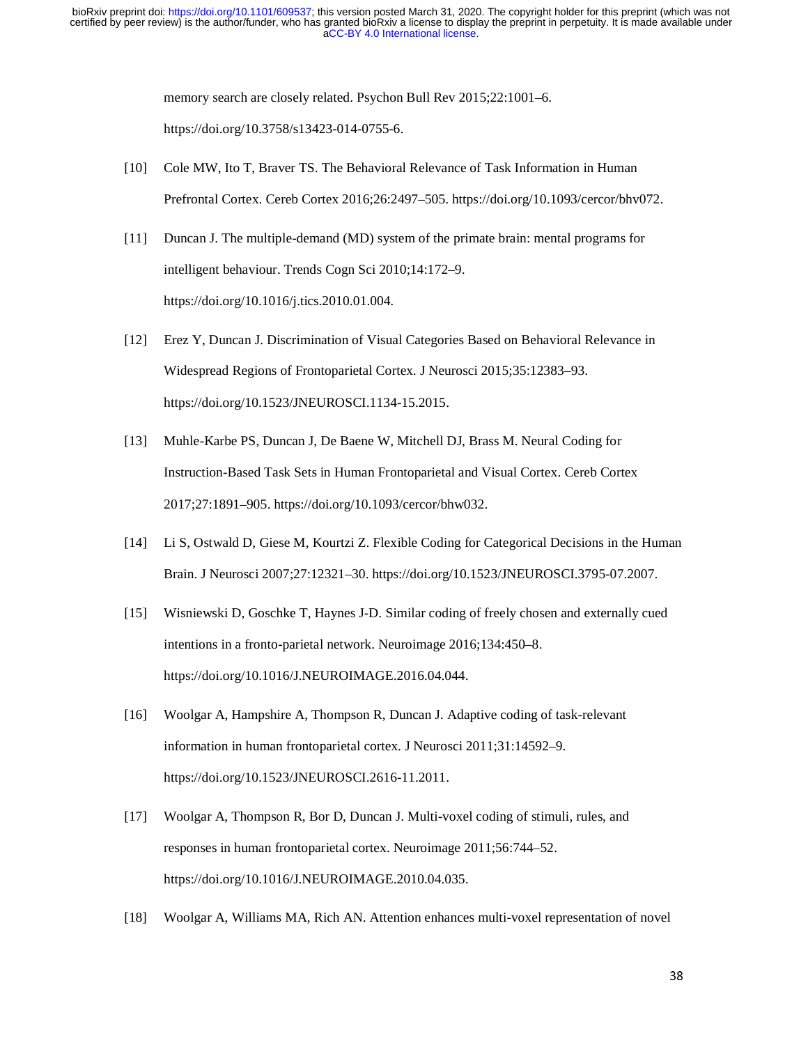memory search are closely related. Psychon Bull Rev 2015;22:1001–6. https://doi.org/10.3758/s13423-014-0755-6.

[10] Cole MW, Ito T, Braver TS. The Behavioral Relevance of Task Information in Human Prefrontal Cortex. Cereb Cortex 2016;26:2497–505. https://doi.org/10.1093/cercor/bhv072.

[11] Duncan J. The multiple-demand (MD) system of the primate brain: mental programs for intelligent behaviour. Trends Cogn Sci 2010;14:172–9. https://doi.org/10.1016/j.tics.2010.01.004.

[12] Erez Y, Duncan J. Discrimination of Visual Categories Based on Behavioral Relevance in Widespread Regions of Frontoparietal Cortex. J Neurosci 2015;35:12383–93. https://doi.org/10.1523/JNEUROSCI.1134-15.2015.

[13] Muhle-Karbe PS, Duncan J, De Baene W, Mitchell DJ, Brass M. Neural Coding for Instruction-Based Task Sets in Human Frontoparietal and Visual Cortex. Cereb Cortex 2017;27:1891–905. https://doi.org/10.1093/cercor/bhw032.

[14] Li S, Ostwald D, Giese M, Kourtzi Z. Flexible Coding for Categorical Decisions in the Human Brain. J Neurosci 2007;27:12321–30. https://doi.org/10.1523/JNEUROSCI.3795-07.2007.

[15] Wisniewski D, Goschke T, Haynes J-D. Similar coding of freely chosen and externally cued intentions in a fronto-parietal network. Neuroimage 2016;134:450–8. https://doi.org/10.1016/J.NEUROIMAGE.2016.04.044.

[16] Woolgar A, Hampshire A, Thompson R, Duncan J. Adaptive coding of task-relevant information in human frontoparietal cortex. J Neurosci 2011;31:14592–9. https://doi.org/10.1523/JNEUROSCI.2616-11.2011.

[17] Woolgar A, Thompson R, Bor D, Duncan J. Multi-voxel coding of stimuli, rules, and responses in human frontoparietal cortex. Neuroimage 2011;56:744–52. https://doi.org/10.1016/J.NEUROIMAGE.2010.04.035.

[18] Woolgar A, Williams MA, Rich AN. Attention enhances multi-voxel representation of novel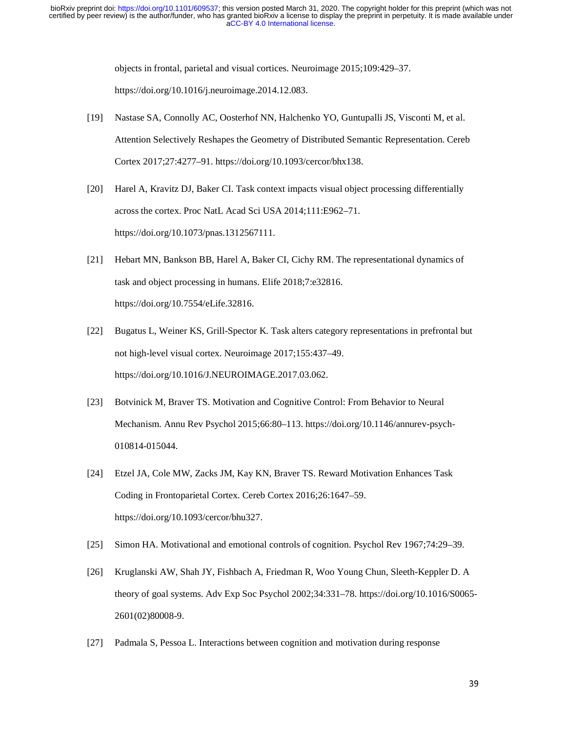objects in frontal, parietal and visual cortices. Neuroimage 2015;109:429–37. https://doi.org/10.1016/j.neuroimage.2014.12.083.

[19] Nastase SA, Connolly AC, Oosterhof NN, Halchenko YO, Guntupalli JS, Visconti M, et al. Attention Selectively Reshapes the Geometry of Distributed Semantic Representation. Cereb Cortex 2017;27:4277–91. https://doi.org/10.1093/cercor/bhx138.

[20] Harel A, Kravitz DJ, Baker CI. Task context impacts visual object processing differentially across the cortex. Proc NatL Acad Sci USA 2014;111:E962–71. https://doi.org/10.1073/pnas.1312567111.

[21] Hebart MN, Bankson BB, Harel A, Baker CI, Cichy RM. The representational dynamics of task and object processing in humans. Elife 2018;7:e32816. https://doi.org/10.7554/eLife.32816.

[22] Bugatus L, Weiner KS, Grill-Spector K. Task alters category representations in prefrontal but not high-level visual cortex. Neuroimage 2017;155:437–49. https://doi.org/10.1016/J.NEUROIMAGE.2017.03.062.

[23] Botvinick M, Braver TS. Motivation and Cognitive Control: From Behavior to Neural Mechanism. Annu Rev Psychol 2015;66:80–113. https://doi.org/10.1146/annurev-psych-010814-015044.

[24] Etzel JA, Cole MW, Zacks JM, Kay KN, Braver TS. Reward Motivation Enhances Task Coding in Frontoparietal Cortex. Cereb Cortex 2016;26:1647–59. https://doi.org/10.1093/cercor/bhu327.

[25] Simon HA. Motivational and emotional controls of cognition. Psychol Rev 1967;74:29–39.

[26] Kruglanski AW, Shah JY, Fishbach A, Friedman R, Woo Young Chun, Sleeth-Keppler D. A theory of goal systems. Adv Exp Soc Psychol 2002;34:331–78. https://doi.org/10.1016/S0065-2601(02)80008-9.

[27] Padmala S, Pessoa L. Interactions between cognition and motivation during response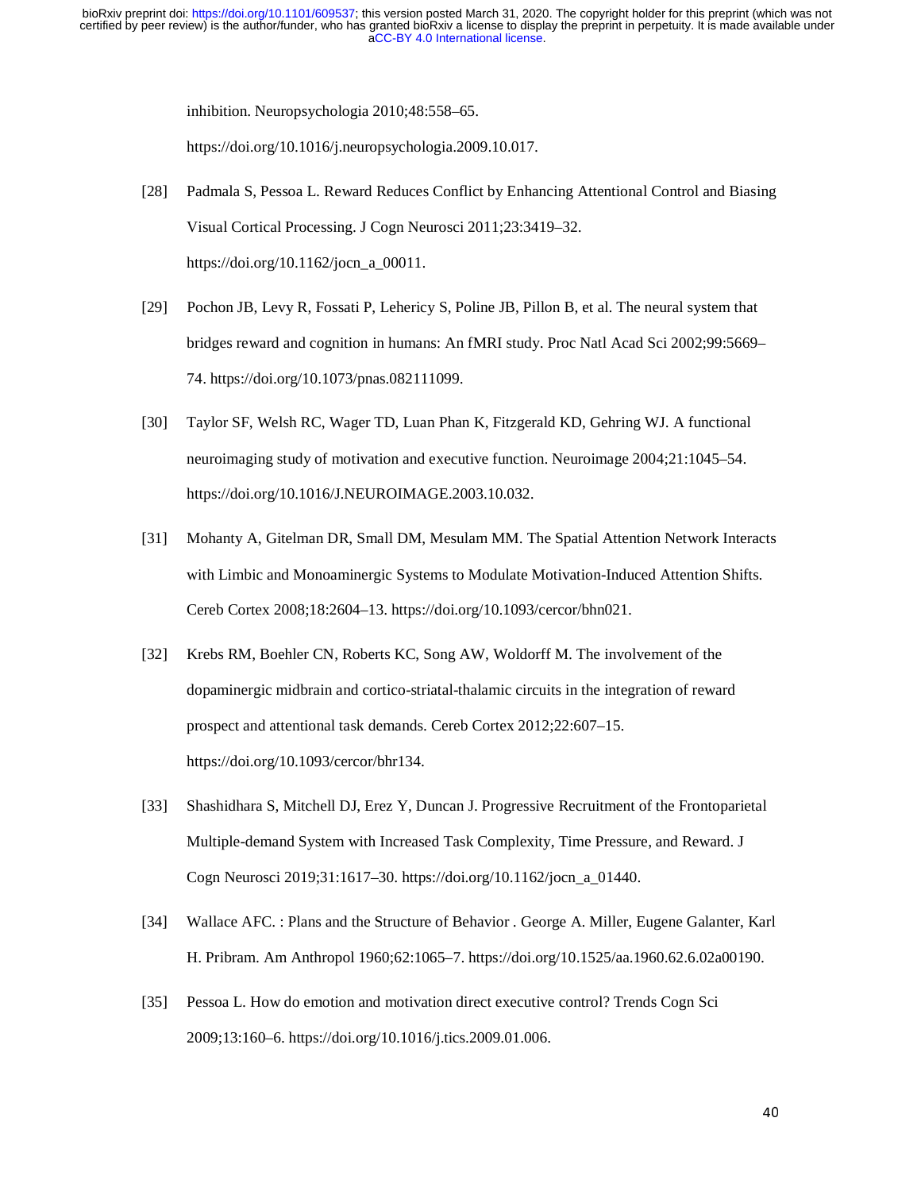inhibition. Neuropsychologia 2010;48:558–65. https://doi.org/10.1016/j.neuropsychologia.2009.10.017.

[28] Padmala S, Pessoa L. Reward Reduces Conflict by Enhancing Attentional Control and Biasing Visual Cortical Processing. J Cogn Neurosci 2011;23:3419–32. https://doi.org/10.1162/jocn_a_00011.

[29] Pochon JB, Levy R, Fossati P, Lehericy S, Poline JB, Pillon B, et al. The neural system that bridges reward and cognition in humans: An fMRI study. Proc Natl Acad Sci 2002;99:5669–74. https://doi.org/10.1073/pnas.082111099.

[30] Taylor SF, Welsh RC, Wager TD, Luan Phan K, Fitzgerald KD, Gehring WJ. A functional neuroimaging study of motivation and executive function. Neuroimage 2004;21:1045–54. https://doi.org/10.1016/J.NEUROIMAGE.2003.10.032.

[31] Mohanty A, Gitelman DR, Small DM, Mesulam MM. The Spatial Attention Network Interacts with Limbic and Monoaminergic Systems to Modulate Motivation-Induced Attention Shifts. Cereb Cortex 2008;18:2604–13. https://doi.org/10.1093/cercor/bhn021.

[32] Krebs RM, Boehler CN, Roberts KC, Song AW, Woldorff M. The involvement of the dopaminergic midbrain and cortico-striatal-thalamic circuits in the integration of reward prospect and attentional task demands. Cereb Cortex 2012;22:607–15. https://doi.org/10.1093/cercor/bhr134.

[33] Shashidhara S, Mitchell DJ, Erez Y, Duncan J. Progressive Recruitment of the Frontoparietal Multiple-demand System with Increased Task Complexity, Time Pressure, and Reward. J Cogn Neurosci 2019;31:1617–30. https://doi.org/10.1162/jocn_a_01440.

[34] Wallace AFC. : Plans and the Structure of Behavior . George A. Miller, Eugene Galanter, Karl H. Pribram. Am Anthropol 1960;62:1065–7. https://doi.org/10.1525/aa.1960.62.6.02a00190.

[35] Pessoa L. How do emotion and motivation direct executive control? Trends Cogn Sci 2009;13:160–6. https://doi.org/10.1016/j.tics.2009.01.006.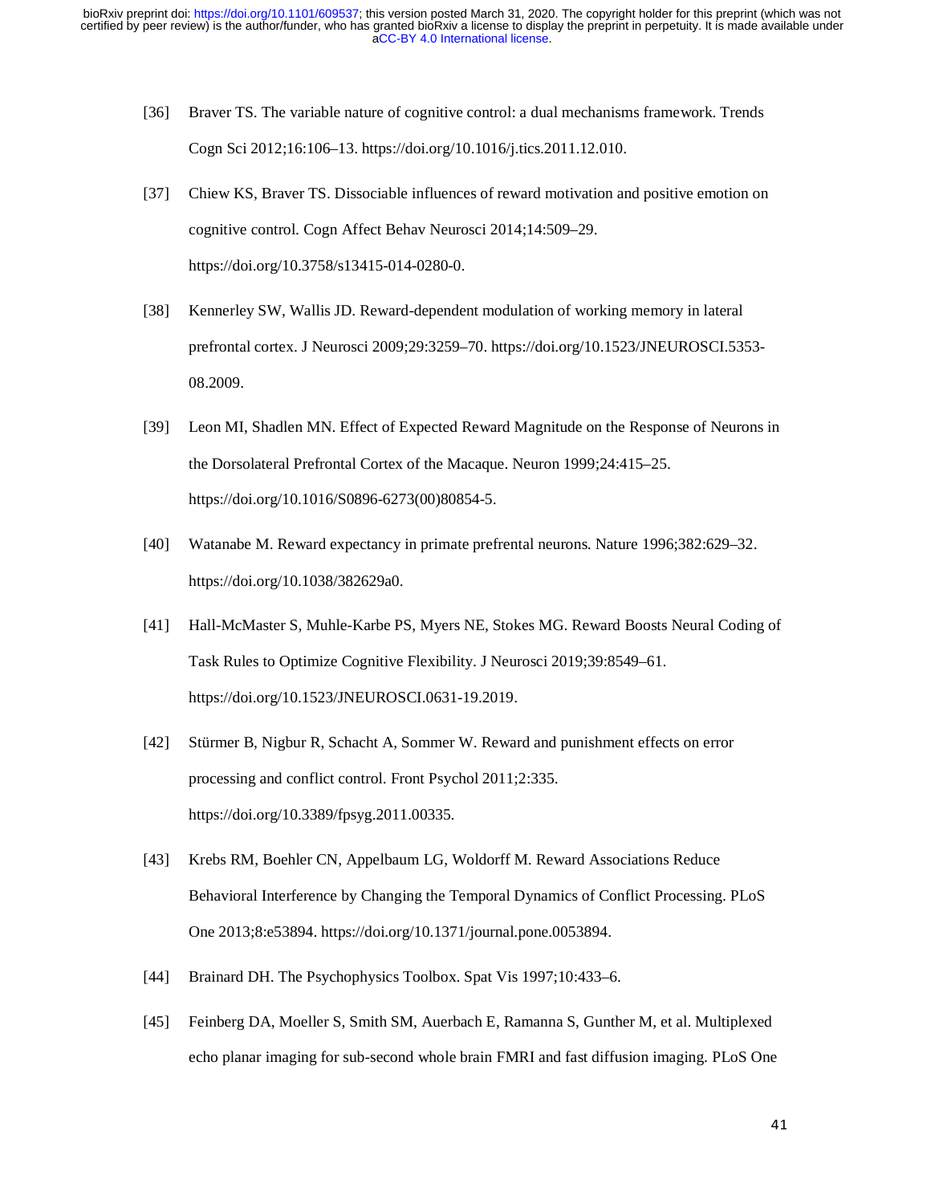[36] Braver TS. The variable nature of cognitive control: a dual mechanisms framework. Trends Cogn Sci 2012;16:106–13. https://doi.org/10.1016/j.tics.2011.12.010.

[37] Chiew KS, Braver TS. Dissociable influences of reward motivation and positive emotion on cognitive control. Cogn Affect Behav Neurosci 2014;14:509–29. https://doi.org/10.3758/s13415-014-0280-0.

[38] Kennerley SW, Wallis JD. Reward-dependent modulation of working memory in lateral prefrontal cortex. J Neurosci 2009;29:3259–70. https://doi.org/10.1523/JNEUROSCI.5353-08.2009.

[39] Leon MI, Shadlen MN. Effect of Expected Reward Magnitude on the Response of Neurons in the Dorsolateral Prefrontal Cortex of the Macaque. Neuron 1999;24:415–25. https://doi.org/10.1016/S0896-6273(00)80854-5.

[40] Watanabe M. Reward expectancy in primate prefrental neurons. Nature 1996;382:629–32. https://doi.org/10.1038/382629a0.

[41] Hall-McMaster S, Muhle-Karbe PS, Myers NE, Stokes MG. Reward Boosts Neural Coding of Task Rules to Optimize Cognitive Flexibility. J Neurosci 2019;39:8549–61. https://doi.org/10.1523/JNEUROSCI.0631-19.2019.

[42] Stürmer B, Nigbur R, Schacht A, Sommer W. Reward and punishment effects on error processing and conflict control. Front Psychol 2011;2:335. https://doi.org/10.3389/fpsyg.2011.00335.

[43] Krebs RM, Boehler CN, Appelbaum LG, Woldorff M. Reward Associations Reduce Behavioral Interference by Changing the Temporal Dynamics of Conflict Processing. PLoS One 2013;8:e53894. https://doi.org/10.1371/journal.pone.0053894.

[44] Brainard DH. The Psychophysics Toolbox. Spat Vis 1997;10:433–6.

[45] Feinberg DA, Moeller S, Smith SM, Auerbach E, Ramanna S, Gunther M, et al. Multiplexed echo planar imaging for sub-second whole brain FMRI and fast diffusion imaging. PLoS One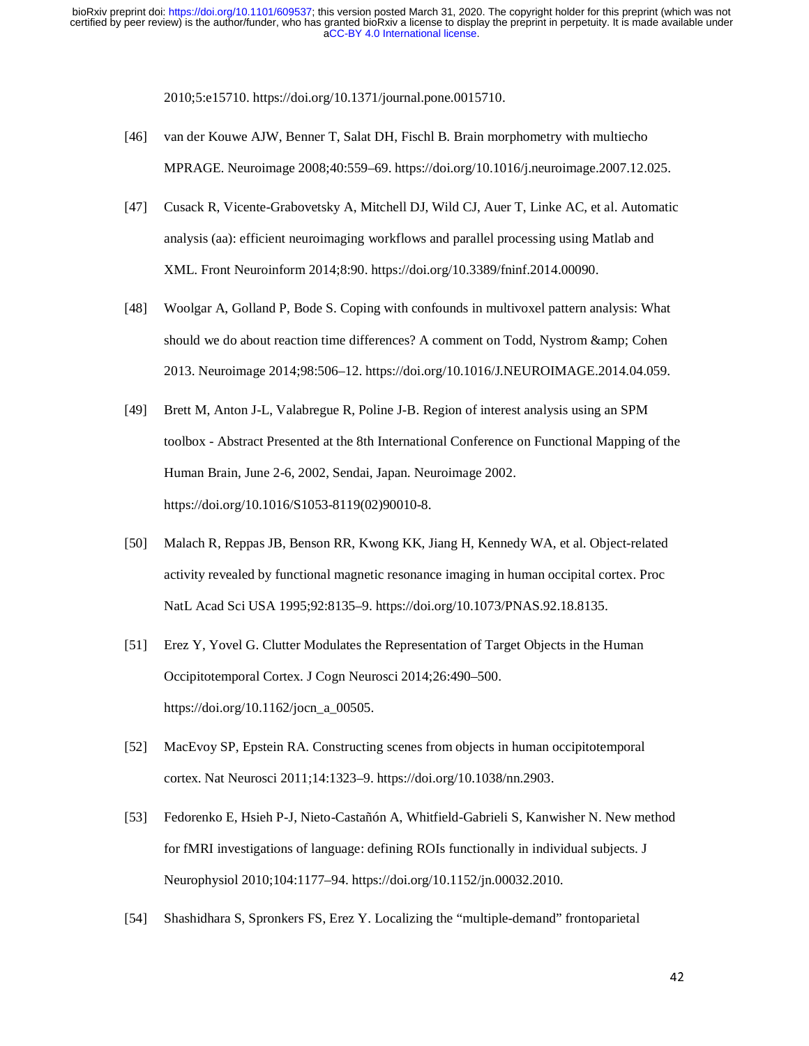2010;5:e15710. https://doi.org/10.1371/journal.pone.0015710.

[46] van der Kouwe AJW, Benner T, Salat DH, Fischl B. Brain morphometry with multiecho MPRAGE. Neuroimage 2008;40:559–69. https://doi.org/10.1016/j.neuroimage.2007.12.025.

[47] Cusack R, Vicente-Grabovetsky A, Mitchell DJ, Wild CJ, Auer T, Linke AC, et al. Automatic analysis (aa): efficient neuroimaging workflows and parallel processing using Matlab and XML. Front Neuroinform 2014;8:90. https://doi.org/10.3389/fninf.2014.00090.

[48] Woolgar A, Golland P, Bode S. Coping with confounds in multivoxel pattern analysis: What should we do about reaction time differences? A comment on Todd, Nystrom &amp; Cohen 2013. Neuroimage 2014;98:506–12. https://doi.org/10.1016/J.NEUROIMAGE.2014.04.059.

[49] Brett M, Anton J-L, Valabregue R, Poline J-B. Region of interest analysis using an SPM toolbox - Abstract Presented at the 8th International Conference on Functional Mapping of the Human Brain, June 2-6, 2002, Sendai, Japan. Neuroimage 2002. https://doi.org/10.1016/S1053-8119(02)90010-8.

[50] Malach R, Reppas JB, Benson RR, Kwong KK, Jiang H, Kennedy WA, et al. Object-related activity revealed by functional magnetic resonance imaging in human occipital cortex. Proc NatL Acad Sci USA 1995;92:8135–9. https://doi.org/10.1073/PNAS.92.18.8135.

[51] Erez Y, Yovel G. Clutter Modulates the Representation of Target Objects in the Human Occipitotemporal Cortex. J Cogn Neurosci 2014;26:490–500. https://doi.org/10.1162/jocn_a_00505.

[52] MacEvoy SP, Epstein RA. Constructing scenes from objects in human occipitotemporal cortex. Nat Neurosci 2011;14:1323–9. https://doi.org/10.1038/nn.2903.

[53] Fedorenko E, Hsieh P-J, Nieto-Castañón A, Whitfield-Gabrieli S, Kanwisher N. New method for fMRI investigations of language: defining ROIs functionally in individual subjects. J Neurophysiol 2010;104:1177–94. https://doi.org/10.1152/jn.00032.2010.

[54] Shashidhara S, Spronkers FS, Erez Y. Localizing the "multiple-demand" frontoparietal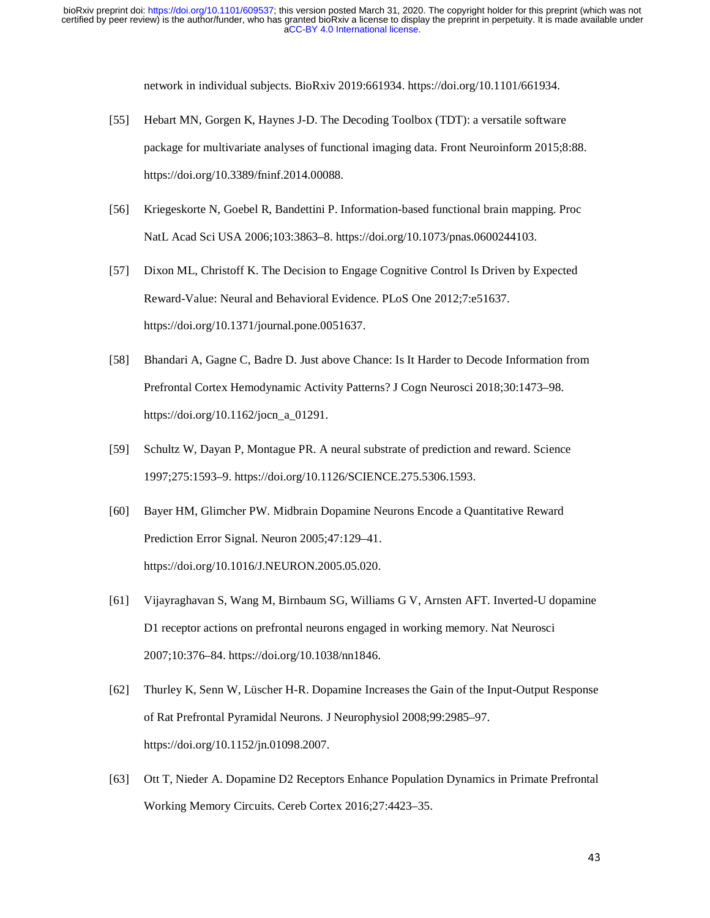network in individual subjects. BioRxiv 2019:661934. https://doi.org/10.1101/661934.

[55] Hebart MN, Gorgen K, Haynes J-D. The Decoding Toolbox (TDT): a versatile software package for multivariate analyses of functional imaging data. Front Neuroinform 2015;8:88. https://doi.org/10.3389/fninf.2014.00088.

[56] Kriegeskorte N, Goebel R, Bandettini P. Information-based functional brain mapping. Proc NatL Acad Sci USA 2006;103:3863–8. https://doi.org/10.1073/pnas.0600244103.

[57] Dixon ML, Christoff K. The Decision to Engage Cognitive Control Is Driven by Expected Reward-Value: Neural and Behavioral Evidence. PLoS One 2012;7:e51637. https://doi.org/10.1371/journal.pone.0051637.

[58] Bhandari A, Gagne C, Badre D. Just above Chance: Is It Harder to Decode Information from Prefrontal Cortex Hemodynamic Activity Patterns? J Cogn Neurosci 2018;30:1473–98. https://doi.org/10.1162/jocn_a_01291.

[59] Schultz W, Dayan P, Montague PR. A neural substrate of prediction and reward. Science 1997;275:1593–9. https://doi.org/10.1126/SCIENCE.275.5306.1593.

[60] Bayer HM, Glimcher PW. Midbrain Dopamine Neurons Encode a Quantitative Reward Prediction Error Signal. Neuron 2005;47:129–41. https://doi.org/10.1016/J.NEURON.2005.05.020.

[61] Vijayraghavan S, Wang M, Birnbaum SG, Williams G V, Arnsten AFT. Inverted-U dopamine D1 receptor actions on prefrontal neurons engaged in working memory. Nat Neurosci 2007;10:376–84. https://doi.org/10.1038/nn1846.

[62] Thurley K, Senn W, Lüscher H-R. Dopamine Increases the Gain of the Input-Output Response of Rat Prefrontal Pyramidal Neurons. J Neurophysiol 2008;99:2985–97. https://doi.org/10.1152/jn.01098.2007.

[63] Ott T, Nieder A. Dopamine D2 Receptors Enhance Population Dynamics in Primate Prefrontal Working Memory Circuits. Cereb Cortex 2016;27:4423–35.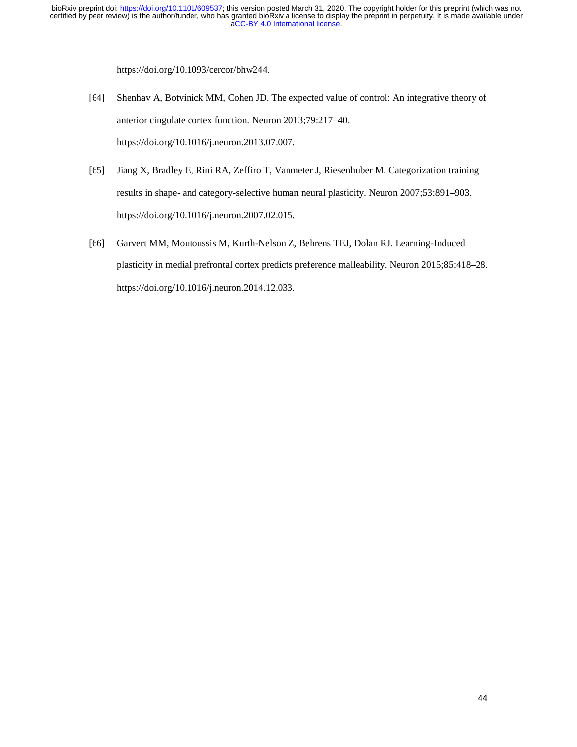https://doi.org/10.1093/cercor/bhw244.

[64] Shenhav A, Botvinick MM, Cohen JD. The expected value of control: An integrative theory of anterior cingulate cortex function. Neuron 2013;79:217–40. https://doi.org/10.1016/j.neuron.2013.07.007.

[65] Jiang X, Bradley E, Rini RA, Zeffiro T, Vanmeter J, Riesenhuber M. Categorization training results in shape- and category-selective human neural plasticity. Neuron 2007;53:891–903. https://doi.org/10.1016/j.neuron.2007.02.015.

[66] Garvert MM, Moutoussis M, Kurth-Nelson Z, Behrens TEJ, Dolan RJ. Learning-Induced plasticity in medial prefrontal cortex predicts preference malleability. Neuron 2015;85:418–28. https://doi.org/10.1016/j.neuron.2014.12.033.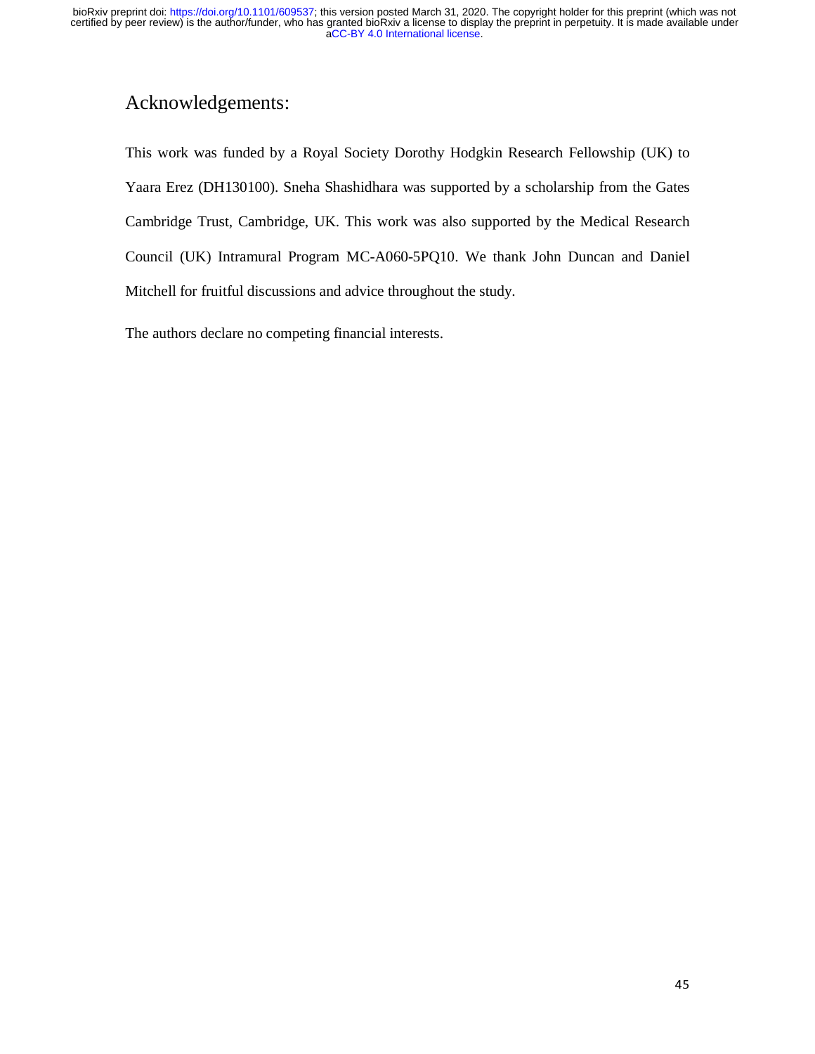# Acknowledgements:

This work was funded by a Royal Society Dorothy Hodgkin Research Fellowship (UK) to Yaara Erez (DH130100). Sneha Shashidhara was supported by a scholarship from the Gates Cambridge Trust, Cambridge, UK. This work was also supported by the Medical Research Council (UK) Intramural Program MC-A060-5PQ10. We thank John Duncan and Daniel Mitchell for fruitful discussions and advice throughout the study.

The authors declare no competing financial interests.